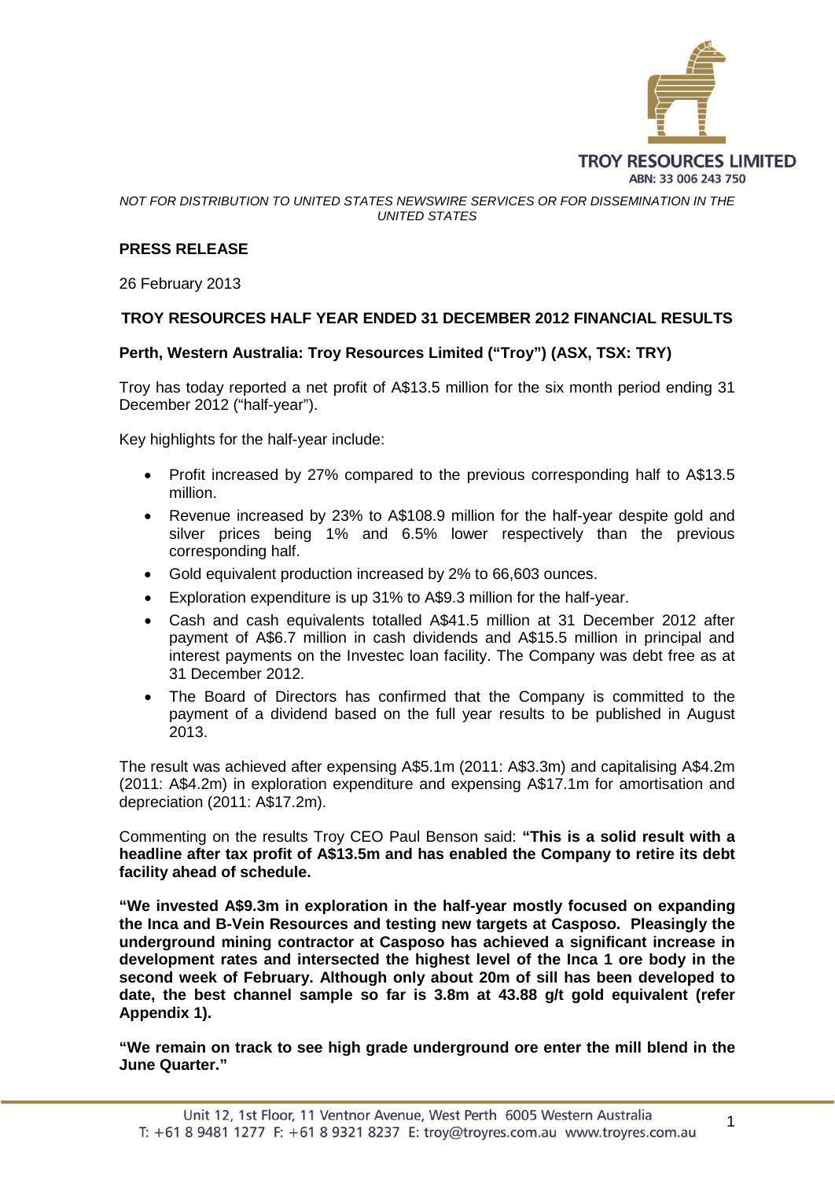TROY RESOURCES LIMITED
ABN: 33 006 243 750

*NOT FOR DISTRIBUTION TO UNITED STATES NEWSWIRE SERVICES OR FOR DISSEMINATION IN THE UNITED STATES*

**PRESS RELEASE**

26 February 2013

## TROY RESOURCES HALF YEAR ENDED 31 DECEMBER 2012 FINANCIAL RESULTS

**Perth, Western Australia: Troy Resources Limited ("Troy") (ASX, TSX: TRY)**

Troy has today reported a net profit of A$13.5 million for the six month period ending 31 December 2012 ("half-year").

Key highlights for the half-year include:

- Profit increased by 27% compared to the previous corresponding half to A$13.5 million.
- Revenue increased by 23% to A$108.9 million for the half-year despite gold and silver prices being 1% and 6.5% lower respectively than the previous corresponding half.
- Gold equivalent production increased by 2% to 66,603 ounces.
- Exploration expenditure is up 31% to A$9.3 million for the half-year.
- Cash and cash equivalents totalled A$41.5 million at 31 December 2012 after payment of A$6.7 million in cash dividends and A$15.5 million in principal and interest payments on the Investec loan facility. The Company was debt free as at 31 December 2012.
- The Board of Directors has confirmed that the Company is committed to the payment of a dividend based on the full year results to be published in August 2013.

The result was achieved after expensing A$5.1m (2011: A$3.3m) and capitalising A$4.2m (2011: A$4.2m) in exploration expenditure and expensing A$17.1m for amortisation and depreciation (2011: A$17.2m).

Commenting on the results Troy CEO Paul Benson said: **"This is a solid result with a headline after tax profit of A$13.5m and has enabled the Company to retire its debt facility ahead of schedule.**

**"We invested A$9.3m in exploration in the half-year mostly focused on expanding the Inca and B-Vein Resources and testing new targets at Casposo. Pleasingly the underground mining contractor at Casposo has achieved a significant increase in development rates and intersected the highest level of the Inca 1 ore body in the second week of February. Although only about 20m of sill has been developed to date, the best channel sample so far is 3.8m at 43.88 g/t gold equivalent (refer Appendix 1).**

**"We remain on track to see high grade underground ore enter the mill blend in the June Quarter."**

Unit 12, 1st Floor, 11 Ventnor Avenue, West Perth 6005 Western Australia
T: +61 8 9481 1277 F: +61 8 9321 8237 E: troy@troyres.com.au www.troyres.com.au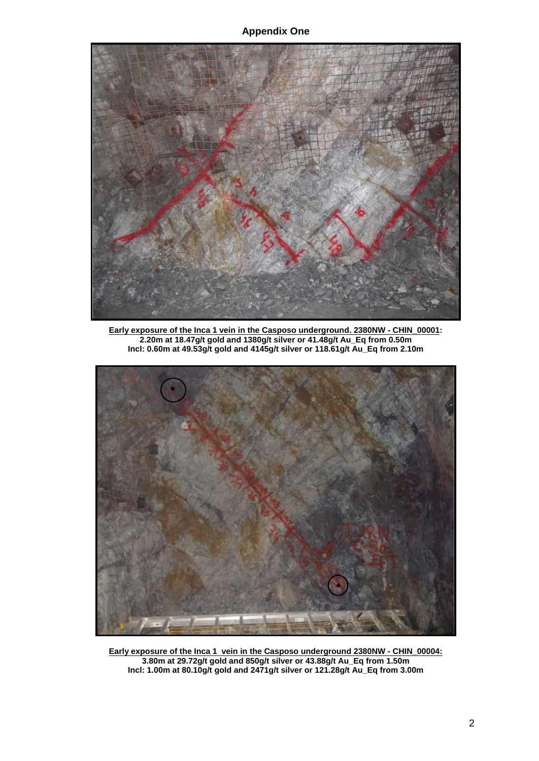**Appendix One**

**Early exposure of the Inca 1 vein in the Casposo underground. 2380NW - CHIN_00001:**
**2.20m at 18.47g/t gold and 1380g/t silver or 41.48g/t Au_Eq from 0.50m**
**Incl: 0.60m at 49.53g/t gold and 4145g/t silver or 118.61g/t Au_Eq from 2.10m**

**Early exposure of the Inca 1 vein in the Casposo underground 2380NW - CHIN_00004:**
**3.80m at 29.72g/t gold and 850g/t silver or 43.88g/t Au_Eq from 1.50m**
**Incl: 1.00m at 80.10g/t gold and 2471g/t silver or 121.28g/t Au_Eq from 3.00m**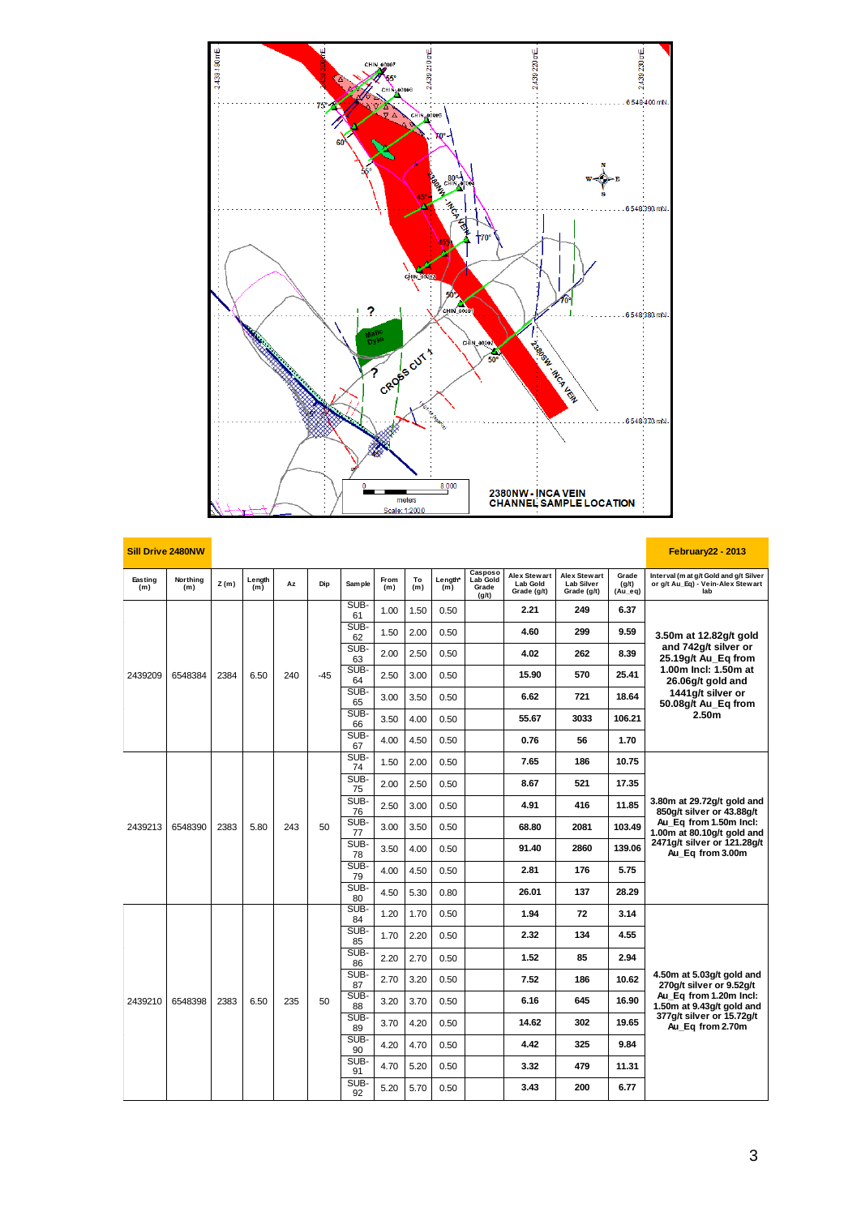2380NW - INCA VEIN
CHANNEL SAMPLE LOCATION

| Sill Drive 2480NW | | | | | | | | | | | | | | February22 - 2013 |
|---|---|---|---|---|---|---|---|---|---|---|---|---|---|---|
| Easting (m) | Northing (m) | Z (m) | Length (m) | Az | Dip | Sample | From (m) | To (m) | Length* (m) | Casposo Lab Gold Grade (g/t) | Alex Stewart Lab Gold Grade (g/t) | Alex Stewart Lab Silver Grade (g/t) | Grade (g/t) (Au_eq) | Interval (m at g/t Gold and g/t Silver or g/t Au_Eq) - Vein-Alex Stewart lab |
| 2439209 | 6548384 | 2384 | 6.50 | 240 | -45 | SUB-61 | 1.00 | 1.50 | 0.50 | | 2.21 | 249 | 6.37 | 3.50m at 12.82g/t gold and 742g/t silver or 25.19g/t Au_Eq from 1.00m Incl: 1.50m at 26.06g/t gold and 1441g/t silver or 50.08g/t Au_Eq from 2.50m |
| | | | | | | SUB-62 | 1.50 | 2.00 | 0.50 | | 4.60 | 299 | 9.59 | |
| | | | | | | SUB-63 | 2.00 | 2.50 | 0.50 | | 4.02 | 262 | 8.39 | |
| | | | | | | SUB-64 | 2.50 | 3.00 | 0.50 | | 15.90 | 570 | 25.41 | |
| | | | | | | SUB-65 | 3.00 | 3.50 | 0.50 | | 6.62 | 721 | 18.64 | |
| | | | | | | SUB-66 | 3.50 | 4.00 | 0.50 | | 55.67 | 3033 | 106.21 | |
| | | | | | | SUB-67 | 4.00 | 4.50 | 0.50 | | 0.76 | 56 | 1.70 | |
| 2439213 | 6548390 | 2383 | 5.80 | 243 | 50 | SUB-74 | 1.50 | 2.00 | 0.50 | | 7.65 | 186 | 10.75 | 3.80m at 29.72g/t gold and 850g/t silver or 43.88g/t Au_Eq from 1.50m Incl: 1.00m at 80.10g/t gold and 2471g/t silver or 121.28g/t Au_Eq from 3.00m |
| | | | | | | SUB-75 | 2.00 | 2.50 | 0.50 | | 8.67 | 521 | 17.35 | |
| | | | | | | SUB-76 | 2.50 | 3.00 | 0.50 | | 4.91 | 416 | 11.85 | |
| | | | | | | SUB-77 | 3.00 | 3.50 | 0.50 | | 68.80 | 2081 | 103.49 | |
| | | | | | | SUB-78 | 3.50 | 4.00 | 0.50 | | 91.40 | 2860 | 139.06 | |
| | | | | | | SUB-79 | 4.00 | 4.50 | 0.50 | | 2.81 | 176 | 5.75 | |
| | | | | | | SUB-80 | 4.50 | 5.30 | 0.80 | | 26.01 | 137 | 28.29 | |
| 2439210 | 6548398 | 2383 | 6.50 | 235 | 50 | SUB-84 | 1.20 | 1.70 | 0.50 | | 1.94 | 72 | 3.14 | 4.50m at 5.03g/t gold and 270g/t silver or 9.52g/t Au_Eq from 1.20m Incl: 1.50m at 9.43g/t gold and 377g/t silver or 15.72g/t Au_Eq from 2.70m |
| | | | | | | SUB-85 | 1.70 | 2.20 | 0.50 | | 2.32 | 134 | 4.55 | |
| | | | | | | SUB-86 | 2.20 | 2.70 | 0.50 | | 1.52 | 85 | 2.94 | |
| | | | | | | SUB-87 | 2.70 | 3.20 | 0.50 | | 7.52 | 186 | 10.62 | |
| | | | | | | SUB-88 | 3.20 | 3.70 | 0.50 | | 6.16 | 645 | 16.90 | |
| | | | | | | SUB-89 | 3.70 | 4.20 | 0.50 | | 14.62 | 302 | 19.65 | |
| | | | | | | SUB-90 | 4.20 | 4.70 | 0.50 | | 4.42 | 325 | 9.84 | |
| | | | | | | SUB-91 | 4.70 | 5.20 | 0.50 | | 3.32 | 479 | 11.31 | |
| | | | | | | SUB-92 | 5.20 | 5.70 | 0.50 | | 3.43 | 200 | 6.77 | |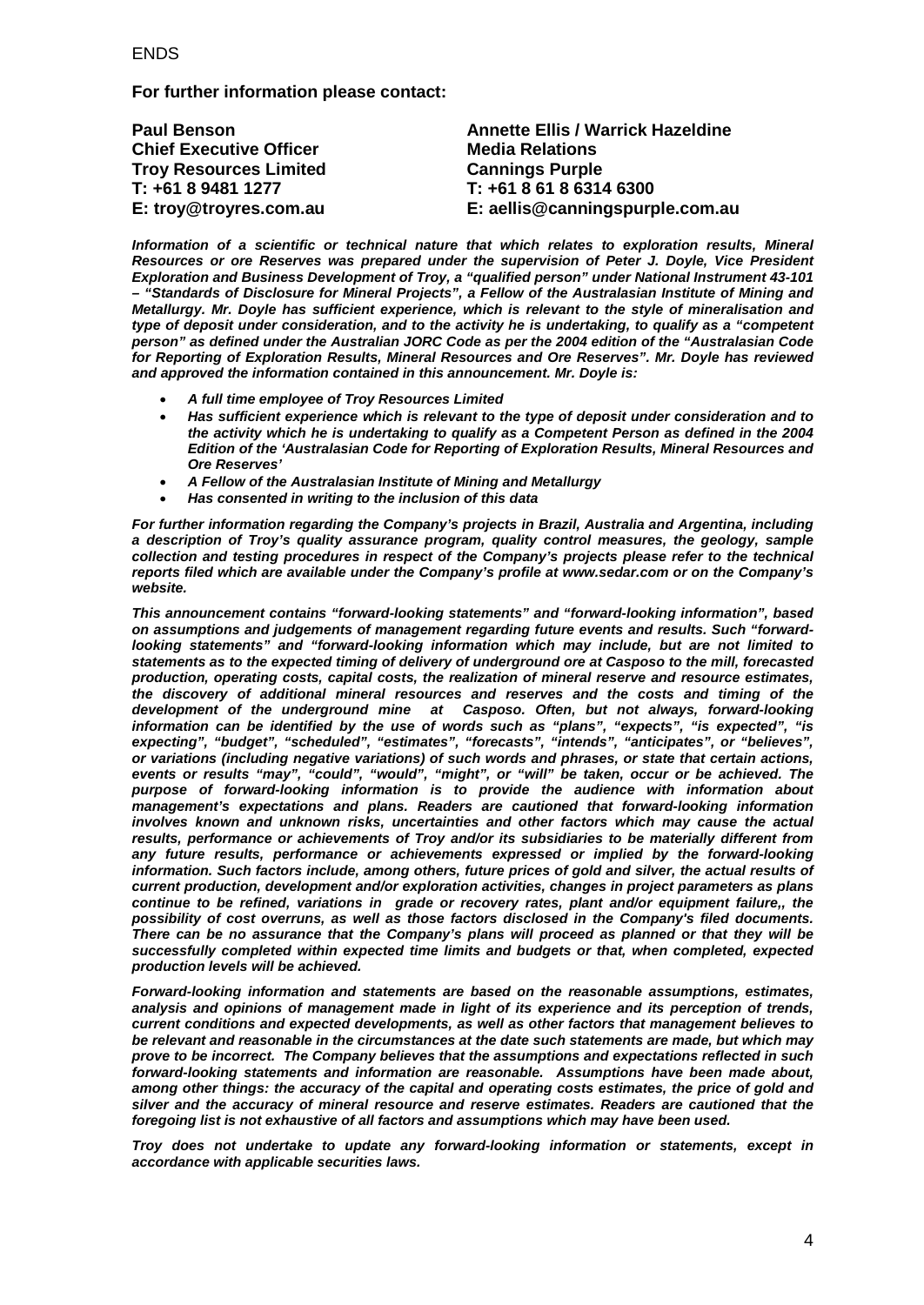ENDS

**For further information please contact:**

**Paul Benson**
**Chief Executive Officer**
**Troy Resources Limited**
**T: +61 8 9481 1277**
**E: troy@troyres.com.au**

**Annette Ellis / Warrick Hazeldine**
**Media Relations**
**Cannings Purple**
**T: +61 8 61 8 6314 6300**
**E: aellis@canningspurple.com.au**

***Information of a scientific or technical nature that which relates to exploration results, Mineral Resources or ore Reserves was prepared under the supervision of Peter J. Doyle, Vice President Exploration and Business Development of Troy, a "qualified person" under National Instrument 43-101 – "Standards of Disclosure for Mineral Projects", a Fellow of the Australasian Institute of Mining and Metallurgy. Mr. Doyle has sufficient experience, which is relevant to the style of mineralisation and type of deposit under consideration, and to the activity he is undertaking, to qualify as a "competent person" as defined under the Australian JORC Code as per the 2004 edition of the "Australasian Code for Reporting of Exploration Results, Mineral Resources and Ore Reserves". Mr. Doyle has reviewed and approved the information contained in this announcement. Mr. Doyle is:***

- ***A full time employee of Troy Resources Limited***
- ***Has sufficient experience which is relevant to the type of deposit under consideration and to the activity which he is undertaking to qualify as a Competent Person as defined in the 2004 Edition of the 'Australasian Code for Reporting of Exploration Results, Mineral Resources and Ore Reserves'***
- ***A Fellow of the Australasian Institute of Mining and Metallurgy***
- ***Has consented in writing to the inclusion of this data***

***For further information regarding the Company's projects in Brazil, Australia and Argentina, including a description of Troy's quality assurance program, quality control measures, the geology, sample collection and testing procedures in respect of the Company's projects please refer to the technical reports filed which are available under the Company's profile at www.sedar.com or on the Company's website.***

***This announcement contains "forward-looking statements" and "forward-looking information", based on assumptions and judgements of management regarding future events and results. Such "forward-looking statements" and "forward-looking information which may include, but are not limited to statements as to the expected timing of delivery of underground ore at Casposo to the mill, forecasted production, operating costs, capital costs, the realization of mineral reserve and resource estimates, the discovery of additional mineral resources and reserves and the costs and timing of the development of the underground mine at Casposo. Often, but not always, forward-looking information can be identified by the use of words such as "plans", "expects", "is expected", "is expecting", "budget", "scheduled", "estimates", "forecasts", "intends", "anticipates", or "believes", or variations (including negative variations) of such words and phrases, or state that certain actions, events or results "may", "could", "would", "might", or "will" be taken, occur or be achieved. The purpose of forward-looking information is to provide the audience with information about management's expectations and plans. Readers are cautioned that forward-looking information involves known and unknown risks, uncertainties and other factors which may cause the actual results, performance or achievements of Troy and/or its subsidiaries to be materially different from any future results, performance or achievements expressed or implied by the forward-looking information. Such factors include, among others, future prices of gold and silver, the actual results of current production, development and/or exploration activities, changes in project parameters as plans continue to be refined, variations in grade or recovery rates, plant and/or equipment failure,, the possibility of cost overruns, as well as those factors disclosed in the Company's filed documents. There can be no assurance that the Company's plans will proceed as planned or that they will be successfully completed within expected time limits and budgets or that, when completed, expected production levels will be achieved.***

***Forward-looking information and statements are based on the reasonable assumptions, estimates, analysis and opinions of management made in light of its experience and its perception of trends, current conditions and expected developments, as well as other factors that management believes to be relevant and reasonable in the circumstances at the date such statements are made, but which may prove to be incorrect. The Company believes that the assumptions and expectations reflected in such forward-looking statements and information are reasonable. Assumptions have been made about, among other things: the accuracy of the capital and operating costs estimates, the price of gold and silver and the accuracy of mineral resource and reserve estimates. Readers are cautioned that the foregoing list is not exhaustive of all factors and assumptions which may have been used.***

***Troy does not undertake to update any forward-looking information or statements, except in accordance with applicable securities laws.***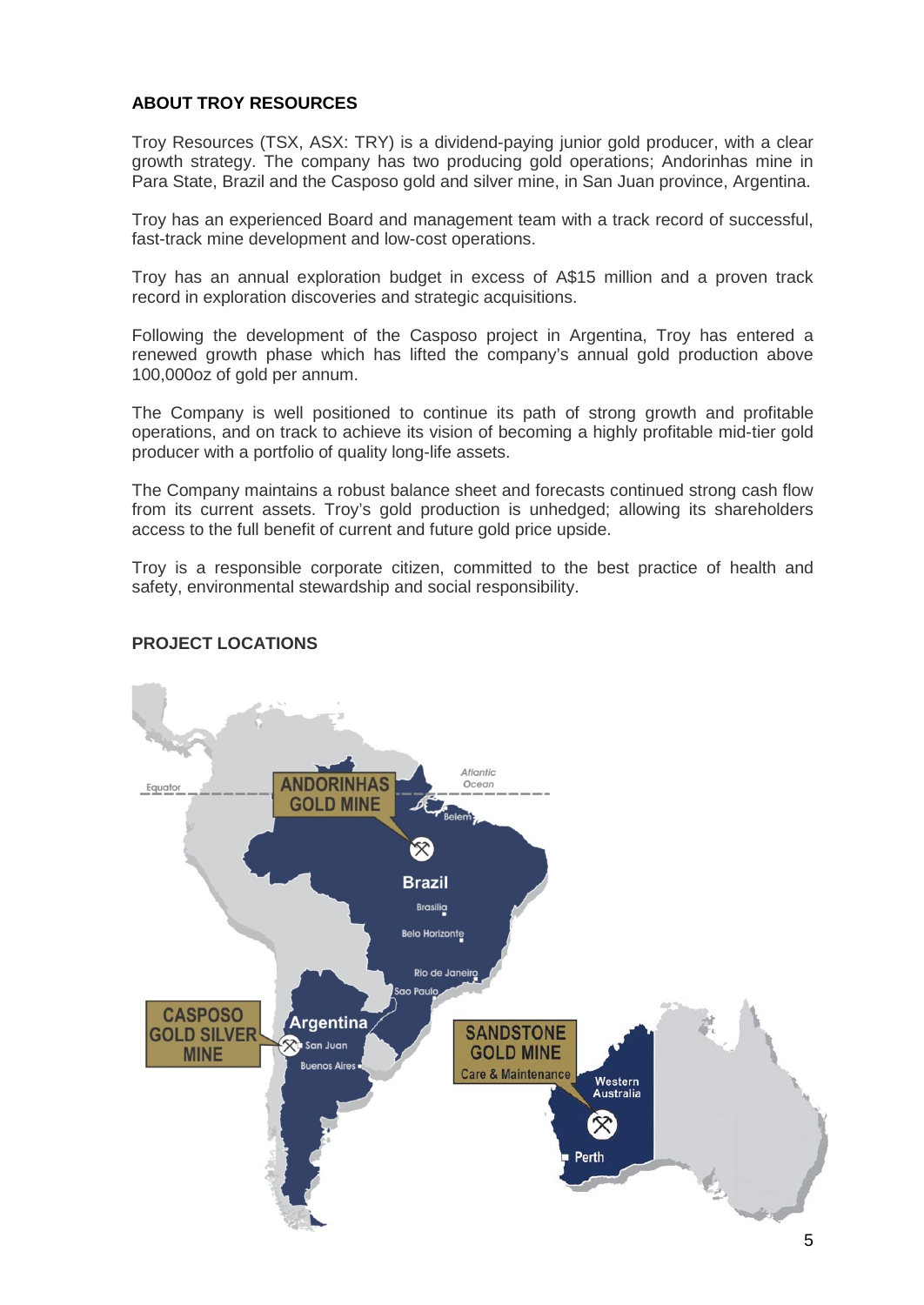## ABOUT TROY RESOURCES

Troy Resources (TSX, ASX: TRY) is a dividend-paying junior gold producer, with a clear growth strategy. The company has two producing gold operations; Andorinhas mine in Para State, Brazil and the Casposo gold and silver mine, in San Juan province, Argentina.

Troy has an experienced Board and management team with a track record of successful, fast-track mine development and low-cost operations.

Troy has an annual exploration budget in excess of A$15 million and a proven track record in exploration discoveries and strategic acquisitions.

Following the development of the Casposo project in Argentina, Troy has entered a renewed growth phase which has lifted the company's annual gold production above 100,000oz of gold per annum.

The Company is well positioned to continue its path of strong growth and profitable operations, and on track to achieve its vision of becoming a highly profitable mid-tier gold producer with a portfolio of quality long-life assets.

The Company maintains a robust balance sheet and forecasts continued strong cash flow from its current assets. Troy's gold production is unhedged; allowing its shareholders access to the full benefit of current and future gold price upside.

Troy is a responsible corporate citizen, committed to the best practice of health and safety, environmental stewardship and social responsibility.

## PROJECT LOCATIONS

ANDORINHAS GOLD MINE

CASPOSO GOLD SILVER MINE

SANDSTONE GOLD MINE Care & Maintenance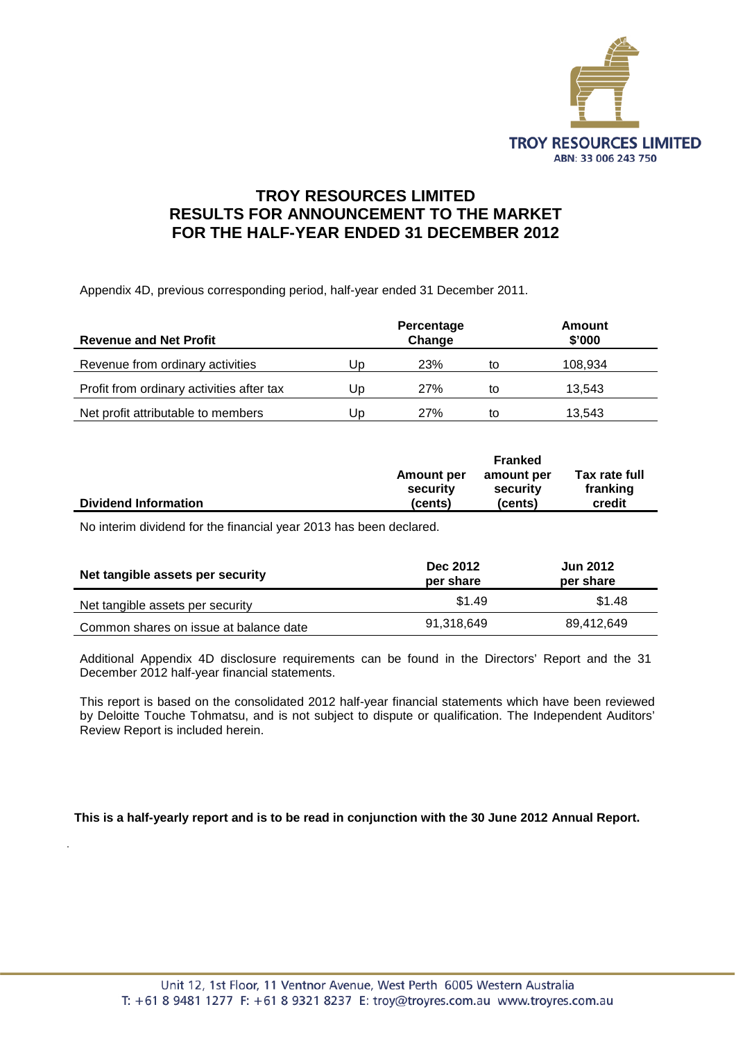TROY RESOURCES LIMITED

ABN: 33 006 243 750

# TROY RESOURCES LIMITED
# RESULTS FOR ANNOUNCEMENT TO THE MARKET
# FOR THE HALF-YEAR ENDED 31 DECEMBER 2012

Appendix 4D, previous corresponding period, half-year ended 31 December 2011.

| **Revenue and Net Profit** | | **Percentage Change** | | **Amount $'000** |
|---|---|---|---|---|
| Revenue from ordinary activities | Up | 23% | to | 108,934 |
| Profit from ordinary activities after tax | Up | 27% | to | 13,543 |
| Net profit attributable to members | Up | 27% | to | 13,543 |

| **Dividend Information** | **Amount per security (cents)** | **Franked amount per security (cents)** | **Tax rate full franking credit** |
|---|---|---|---|

No interim dividend for the financial year 2013 has been declared.

| **Net tangible assets per security** | **Dec 2012 per share** | **Jun 2012 per share** |
|---|---|---|
| Net tangible assets per security | $1.49 | $1.48 |
| Common shares on issue at balance date | 91,318,649 | 89,412,649 |

Additional Appendix 4D disclosure requirements can be found in the Directors' Report and the 31 December 2012 half-year financial statements.

This report is based on the consolidated 2012 half-year financial statements which have been reviewed by Deloitte Touche Tohmatsu, and is not subject to dispute or qualification. The Independent Auditors' Review Report is included herein.

**This is a half-yearly report and is to be read in conjunction with the 30 June 2012 Annual Report.**

Unit 12, 1st Floor, 11 Ventnor Avenue, West Perth 6005 Western Australia
T: +61 8 9481 1277 F: +61 8 9321 8237 E: troy@troyres.com.au www.troyres.com.au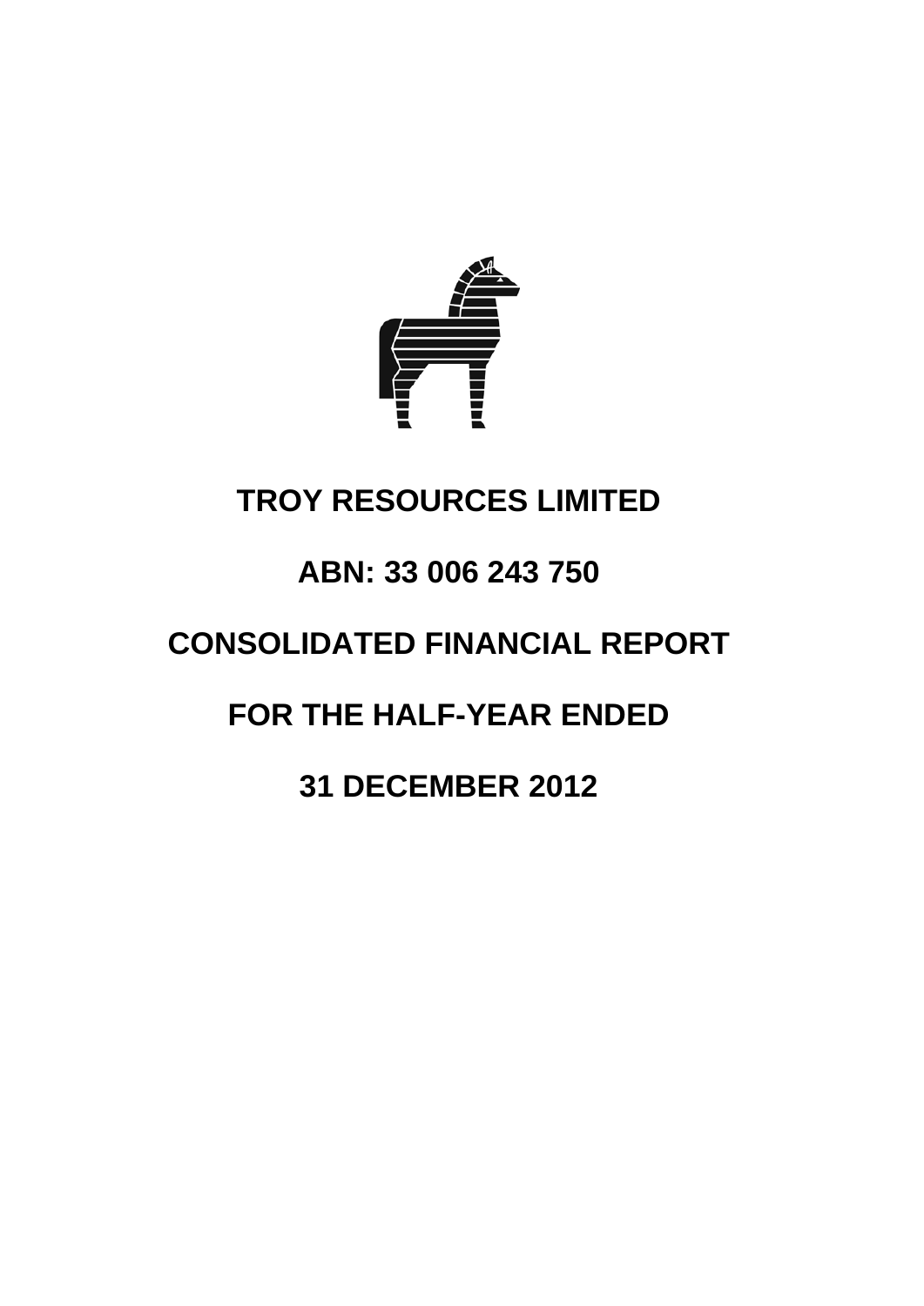# TROY RESOURCES LIMITED

# ABN: 33 006 243 750

# CONSOLIDATED FINANCIAL REPORT

# FOR THE HALF-YEAR ENDED

# 31 DECEMBER 2012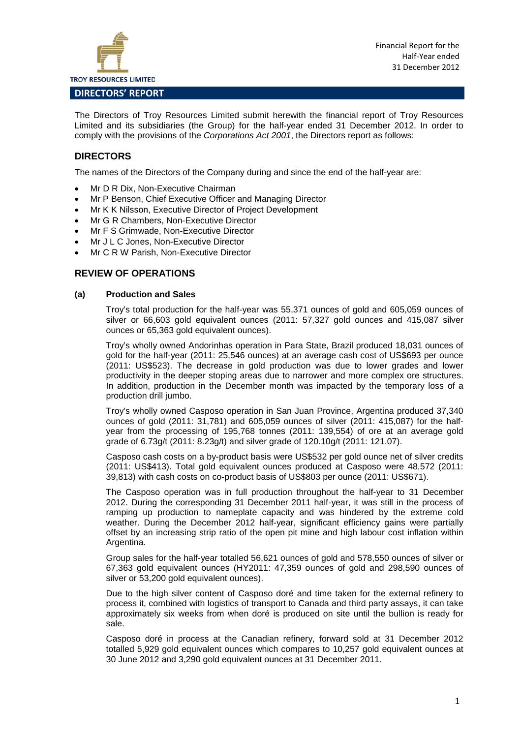## DIRECTORS' REPORT

The Directors of Troy Resources Limited submit herewith the financial report of Troy Resources Limited and its subsidiaries (the Group) for the half-year ended 31 December 2012. In order to comply with the provisions of the *Corporations Act 2001*, the Directors report as follows:

### DIRECTORS

The names of the Directors of the Company during and since the end of the half-year are:

- Mr D R Dix, Non-Executive Chairman
- Mr P Benson, Chief Executive Officer and Managing Director
- Mr K K Nilsson, Executive Director of Project Development
- Mr G R Chambers, Non-Executive Director
- Mr F S Grimwade, Non-Executive Director
- Mr J L C Jones, Non-Executive Director
- Mr C R W Parish, Non-Executive Director

### REVIEW OF OPERATIONS

#### (a) Production and Sales

Troy's total production for the half-year was 55,371 ounces of gold and 605,059 ounces of silver or 66,603 gold equivalent ounces (2011: 57,327 gold ounces and 415,087 silver ounces or 65,363 gold equivalent ounces).

Troy's wholly owned Andorinhas operation in Para State, Brazil produced 18,031 ounces of gold for the half-year (2011: 25,546 ounces) at an average cash cost of US$693 per ounce (2011: US$523). The decrease in gold production was due to lower grades and lower productivity in the deeper stoping areas due to narrower and more complex ore structures. In addition, production in the December month was impacted by the temporary loss of a production drill jumbo.

Troy's wholly owned Casposo operation in San Juan Province, Argentina produced 37,340 ounces of gold (2011: 31,781) and 605,059 ounces of silver (2011: 415,087) for the half-year from the processing of 195,768 tonnes (2011: 139,554) of ore at an average gold grade of 6.73g/t (2011: 8.23g/t) and silver grade of 120.10g/t (2011: 121.07).

Casposo cash costs on a by-product basis were US$532 per gold ounce net of silver credits (2011: US$413). Total gold equivalent ounces produced at Casposo were 48,572 (2011: 39,813) with cash costs on co-product basis of US$803 per ounce (2011: US$671).

The Casposo operation was in full production throughout the half-year to 31 December 2012. During the corresponding 31 December 2011 half-year, it was still in the process of ramping up production to nameplate capacity and was hindered by the extreme cold weather. During the December 2012 half-year, significant efficiency gains were partially offset by an increasing strip ratio of the open pit mine and high labour cost inflation within Argentina.

Group sales for the half-year totalled 56,621 ounces of gold and 578,550 ounces of silver or 67,363 gold equivalent ounces (HY2011: 47,359 ounces of gold and 298,590 ounces of silver or 53,200 gold equivalent ounces).

Due to the high silver content of Casposo doré and time taken for the external refinery to process it, combined with logistics of transport to Canada and third party assays, it can take approximately six weeks from when doré is produced on site until the bullion is ready for sale.

Casposo doré in process at the Canadian refinery, forward sold at 31 December 2012 totalled 5,929 gold equivalent ounces which compares to 10,257 gold equivalent ounces at 30 June 2012 and 3,290 gold equivalent ounces at 31 December 2011.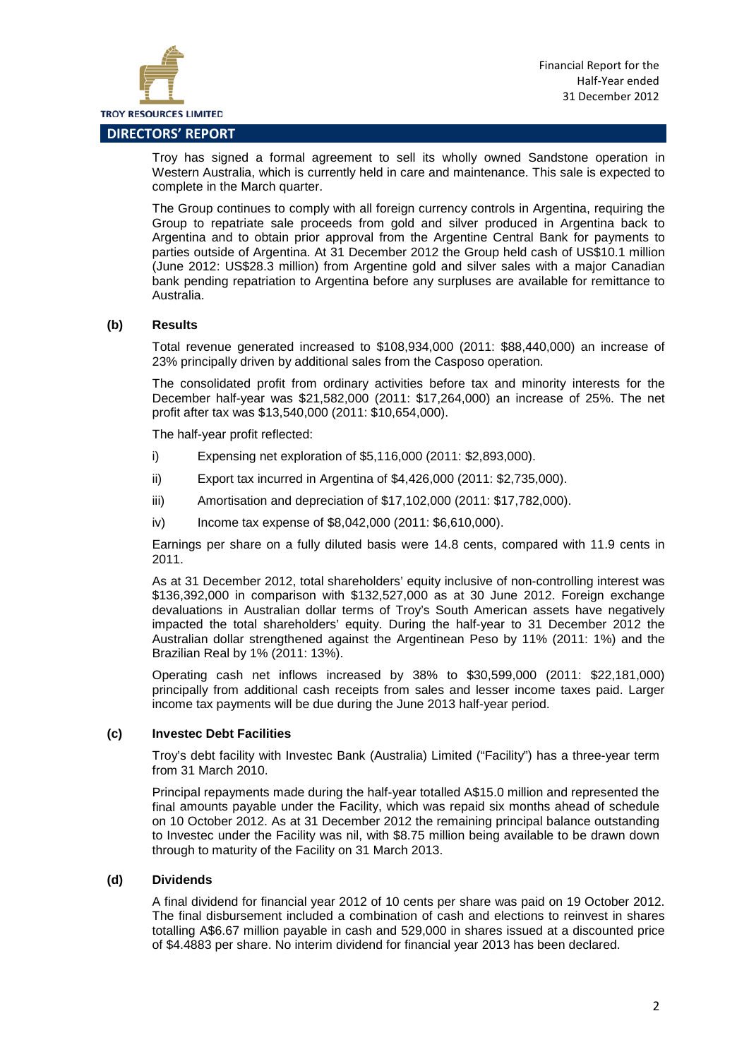## DIRECTORS' REPORT

Troy has signed a formal agreement to sell its wholly owned Sandstone operation in Western Australia, which is currently held in care and maintenance. This sale is expected to complete in the March quarter.

The Group continues to comply with all foreign currency controls in Argentina, requiring the Group to repatriate sale proceeds from gold and silver produced in Argentina back to Argentina and to obtain prior approval from the Argentine Central Bank for payments to parties outside of Argentina. At 31 December 2012 the Group held cash of US$10.1 million (June 2012: US$28.3 million) from Argentine gold and silver sales with a major Canadian bank pending repatriation to Argentina before any surpluses are available for remittance to Australia.

### (b) Results

Total revenue generated increased to $108,934,000 (2011: $88,440,000) an increase of 23% principally driven by additional sales from the Casposo operation.

The consolidated profit from ordinary activities before tax and minority interests for the December half-year was $21,582,000 (2011: $17,264,000) an increase of 25%. The net profit after tax was $13,540,000 (2011: $10,654,000).

The half-year profit reflected:

i) Expensing net exploration of $5,116,000 (2011: $2,893,000).

ii) Export tax incurred in Argentina of $4,426,000 (2011: $2,735,000).

iii) Amortisation and depreciation of $17,102,000 (2011: $17,782,000).

iv) Income tax expense of $8,042,000 (2011: $6,610,000).

Earnings per share on a fully diluted basis were 14.8 cents, compared with 11.9 cents in 2011.

As at 31 December 2012, total shareholders' equity inclusive of non-controlling interest was $136,392,000 in comparison with $132,527,000 as at 30 June 2012. Foreign exchange devaluations in Australian dollar terms of Troy's South American assets have negatively impacted the total shareholders' equity. During the half-year to 31 December 2012 the Australian dollar strengthened against the Argentinean Peso by 11% (2011: 1%) and the Brazilian Real by 1% (2011: 13%).

Operating cash net inflows increased by 38% to $30,599,000 (2011: $22,181,000) principally from additional cash receipts from sales and lesser income taxes paid. Larger income tax payments will be due during the June 2013 half-year period.

### (c) Investec Debt Facilities

Troy's debt facility with Investec Bank (Australia) Limited ("Facility") has a three-year term from 31 March 2010.

Principal repayments made during the half-year totalled A$15.0 million and represented the final amounts payable under the Facility, which was repaid six months ahead of schedule on 10 October 2012. As at 31 December 2012 the remaining principal balance outstanding to Investec under the Facility was nil, with $8.75 million being available to be drawn down through to maturity of the Facility on 31 March 2013.

### (d) Dividends

A final dividend for financial year 2012 of 10 cents per share was paid on 19 October 2012. The final disbursement included a combination of cash and elections to reinvest in shares totalling A$6.67 million payable in cash and 529,000 in shares issued at a discounted price of $4.4883 per share. No interim dividend for financial year 2013 has been declared.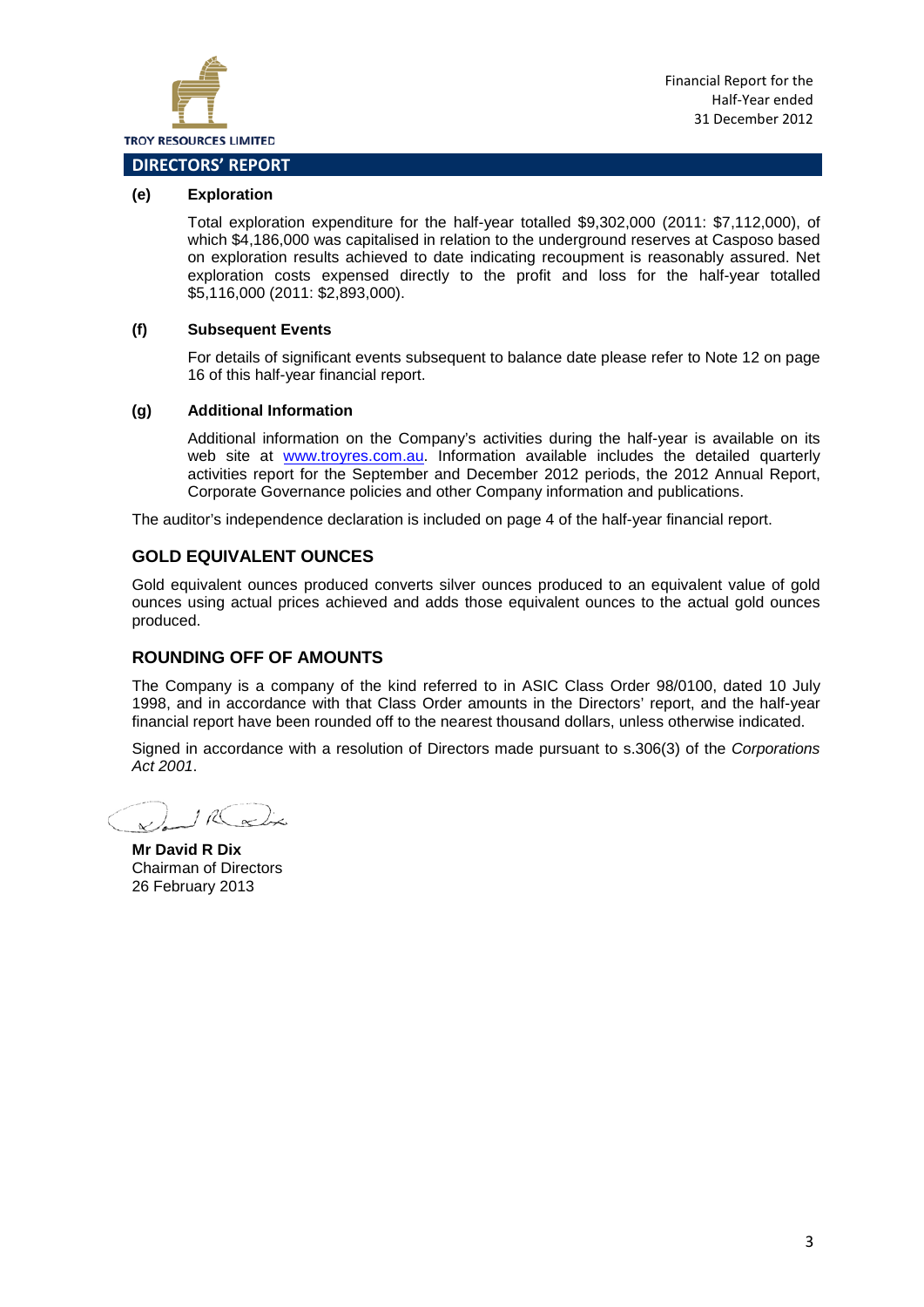## DIRECTORS' REPORT

**(e) Exploration**

Total exploration expenditure for the half-year totalled $9,302,000 (2011: $7,112,000), of which $4,186,000 was capitalised in relation to the underground reserves at Casposo based on exploration results achieved to date indicating recoupment is reasonably assured. Net exploration costs expensed directly to the profit and loss for the half-year totalled $5,116,000 (2011: $2,893,000).

**(f) Subsequent Events**

For details of significant events subsequent to balance date please refer to Note 12 on page 16 of this half-year financial report.

**(g) Additional Information**

Additional information on the Company's activities during the half-year is available on its web site at www.troyres.com.au. Information available includes the detailed quarterly activities report for the September and December 2012 periods, the 2012 Annual Report, Corporate Governance policies and other Company information and publications.

The auditor's independence declaration is included on page 4 of the half-year financial report.

## GOLD EQUIVALENT OUNCES

Gold equivalent ounces produced converts silver ounces produced to an equivalent value of gold ounces using actual prices achieved and adds those equivalent ounces to the actual gold ounces produced.

## ROUNDING OFF OF AMOUNTS

The Company is a company of the kind referred to in ASIC Class Order 98/0100, dated 10 July 1998, and in accordance with that Class Order amounts in the Directors' report, and the half-year financial report have been rounded off to the nearest thousand dollars, unless otherwise indicated.

Signed in accordance with a resolution of Directors made pursuant to s.306(3) of the *Corporations Act 2001*.

**Mr David R Dix**
Chairman of Directors
26 February 2013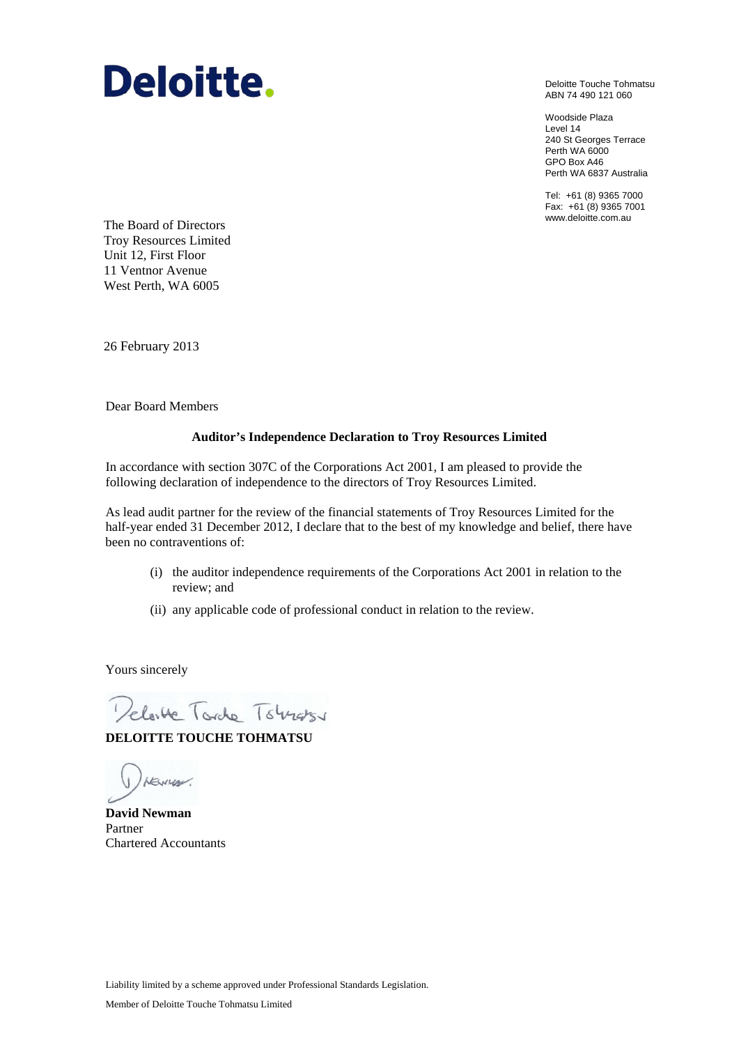Deloitte.

Deloitte Touche Tohmatsu
ABN 74 490 121 060

Woodside Plaza
Level 14
240 St Georges Terrace
Perth WA 6000
GPO Box A46
Perth WA 6837 Australia

Tel: +61 (8) 9365 7000
Fax: +61 (8) 9365 7001
www.deloitte.com.au

The Board of Directors
Troy Resources Limited
Unit 12, First Floor
11 Ventnor Avenue
West Perth, WA 6005

26 February 2013

Dear Board Members

**Auditor's Independence Declaration to Troy Resources Limited**

In accordance with section 307C of the Corporations Act 2001, I am pleased to provide the following declaration of independence to the directors of Troy Resources Limited.

As lead audit partner for the review of the financial statements of Troy Resources Limited for the half-year ended 31 December 2012, I declare that to the best of my knowledge and belief, there have been no contraventions of:

(i) the auditor independence requirements of the Corporations Act 2001 in relation to the review; and

(ii) any applicable code of professional conduct in relation to the review.

Yours sincerely

**DELOITTE TOUCHE TOHMATSU**

**David Newman**
Partner
Chartered Accountants

Liability limited by a scheme approved under Professional Standards Legislation.

Member of Deloitte Touche Tohmatsu Limited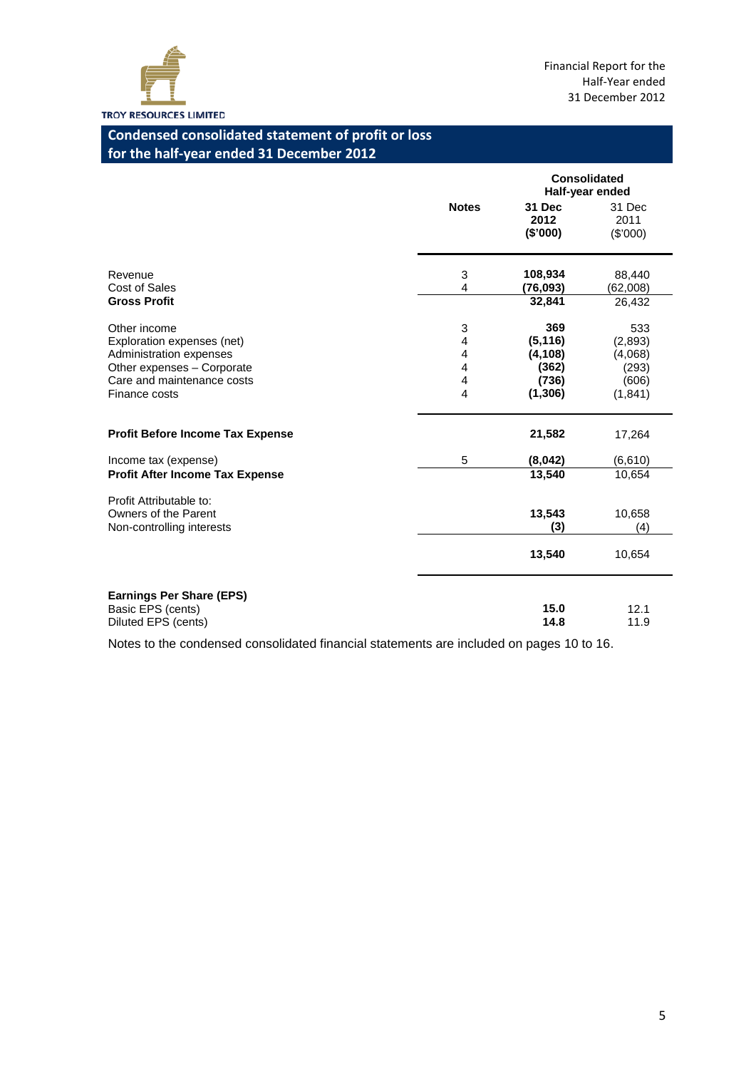TROY RESOURCES LIMITED

Financial Report for the Half-Year ended 31 December 2012

## Condensed consolidated statement of profit or loss for the half-year ended 31 December 2012

| | Notes | Consolidated Half-year ended 31 Dec 2012 ($'000) | 31 Dec 2011 ($'000) |
|---|---|---|---|
| Revenue | 3 | **108,934** | 88,440 |
| Cost of Sales | 4 | **(76,093)** | (62,008) |
| **Gross Profit** | | **32,841** | 26,432 |
| Other income | 3 | **369** | 533 |
| Exploration expenses (net) | 4 | **(5,116)** | (2,893) |
| Administration expenses | 4 | **(4,108)** | (4,068) |
| Other expenses – Corporate | 4 | **(362)** | (293) |
| Care and maintenance costs | 4 | **(736)** | (606) |
| Finance costs | 4 | **(1,306)** | (1,841) |
| **Profit Before Income Tax Expense** | | **21,582** | 17,264 |
| Income tax (expense) | 5 | **(8,042)** | (6,610) |
| **Profit After Income Tax Expense** | | **13,540** | 10,654 |
| Profit Attributable to: | | | |
| Owners of the Parent | | **13,543** | 10,658 |
| Non-controlling interests | | **(3)** | (4) |
| | | **13,540** | 10,654 |
| **Earnings Per Share (EPS)** | | | |
| Basic EPS (cents) | | **15.0** | 12.1 |
| Diluted EPS (cents) | | **14.8** | 11.9 |

Notes to the condensed consolidated financial statements are included on pages 10 to 16.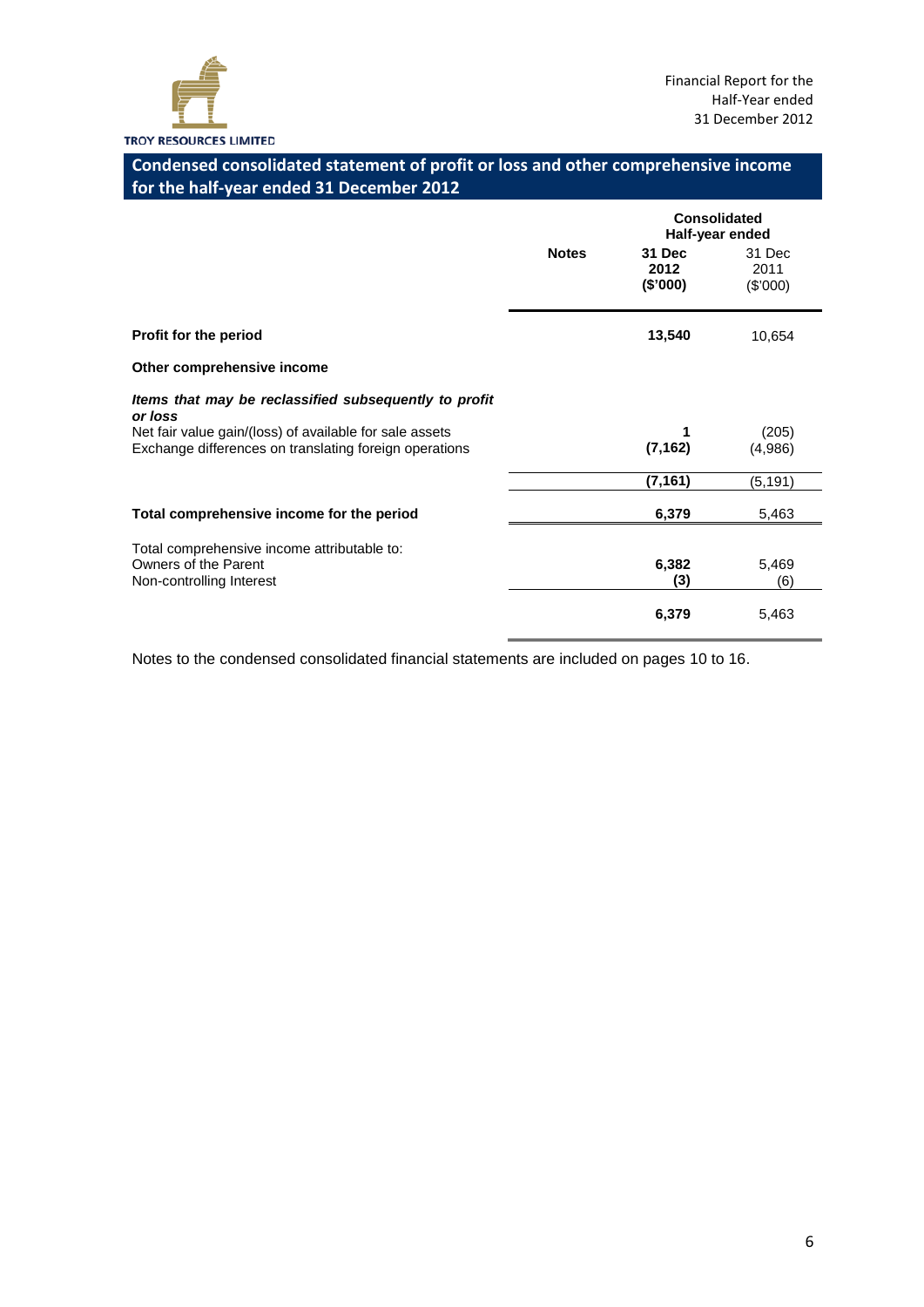## Condensed consolidated statement of profit or loss and other comprehensive income for the half-year ended 31 December 2012

| | Notes | Consolidated Half-year ended 31 Dec 2012 ($'000) | 31 Dec 2011 ($'000) |
|---|---|---|---|
| **Profit for the period** | | **13,540** | 10,654 |
| **Other comprehensive income** | | | |
| ***Items that may be reclassified subsequently to profit or loss*** | | | |
| Net fair value gain/(loss) of available for sale assets | | **1** | (205) |
| Exchange differences on translating foreign operations | | **(7,162)** | (4,986) |
| | | **(7,161)** | (5,191) |
| **Total comprehensive income for the period** | | **6,379** | 5,463 |
| Total comprehensive income attributable to: | | | |
| Owners of the Parent | | **6,382** | 5,469 |
| Non-controlling Interest | | **(3)** | (6) |
| | | **6,379** | 5,463 |

Notes to the condensed consolidated financial statements are included on pages 10 to 16.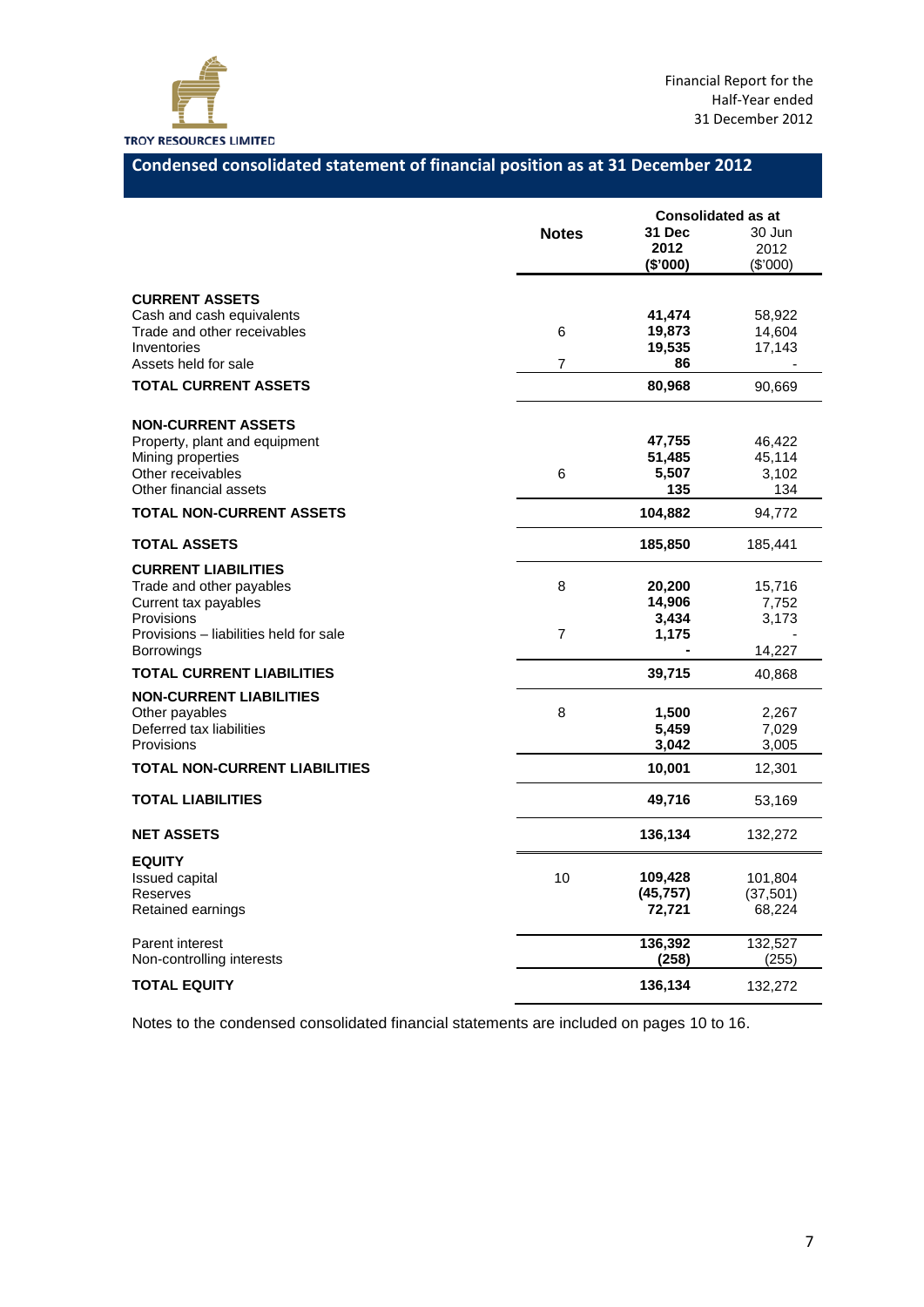## Condensed consolidated statement of financial position as at 31 December 2012

| | Notes | Consolidated as at 31 Dec 2012 ($'000) | 30 Jun 2012 ($'000) |
|---|---|---|---|
| **CURRENT ASSETS** | | | |
| Cash and cash equivalents | | **41,474** | 58,922 |
| Trade and other receivables | 6 | **19,873** | 14,604 |
| Inventories | | **19,535** | 17,143 |
| Assets held for sale | 7 | **86** | - |
| **TOTAL CURRENT ASSETS** | | **80,968** | 90,669 |
| **NON-CURRENT ASSETS** | | | |
| Property, plant and equipment | | **47,755** | 46,422 |
| Mining properties | | **51,485** | 45,114 |
| Other receivables | 6 | **5,507** | 3,102 |
| Other financial assets | | **135** | 134 |
| **TOTAL NON-CURRENT ASSETS** | | **104,882** | 94,772 |
| **TOTAL ASSETS** | | **185,850** | 185,441 |
| **CURRENT LIABILITIES** | | | |
| Trade and other payables | 8 | **20,200** | 15,716 |
| Current tax payables | | **14,906** | 7,752 |
| Provisions | | **3,434** | 3,173 |
| Provisions – liabilities held for sale | 7 | **1,175** | - |
| Borrowings | | **-** | 14,227 |
| **TOTAL CURRENT LIABILITIES** | | **39,715** | 40,868 |
| **NON-CURRENT LIABILITIES** | | | |
| Other payables | 8 | **1,500** | 2,267 |
| Deferred tax liabilities | | **5,459** | 7,029 |
| Provisions | | **3,042** | 3,005 |
| **TOTAL NON-CURRENT LIABILITIES** | | **10,001** | 12,301 |
| **TOTAL LIABILITIES** | | **49,716** | 53,169 |
| **NET ASSETS** | | **136,134** | 132,272 |
| **EQUITY** | | | |
| Issued capital | 10 | **109,428** | 101,804 |
| Reserves | | **(45,757)** | (37,501) |
| Retained earnings | | **72,721** | 68,224 |
| Parent interest | | **136,392** | 132,527 |
| Non-controlling interests | | **(258)** | (255) |
| **TOTAL EQUITY** | | **136,134** | 132,272 |

Notes to the condensed consolidated financial statements are included on pages 10 to 16.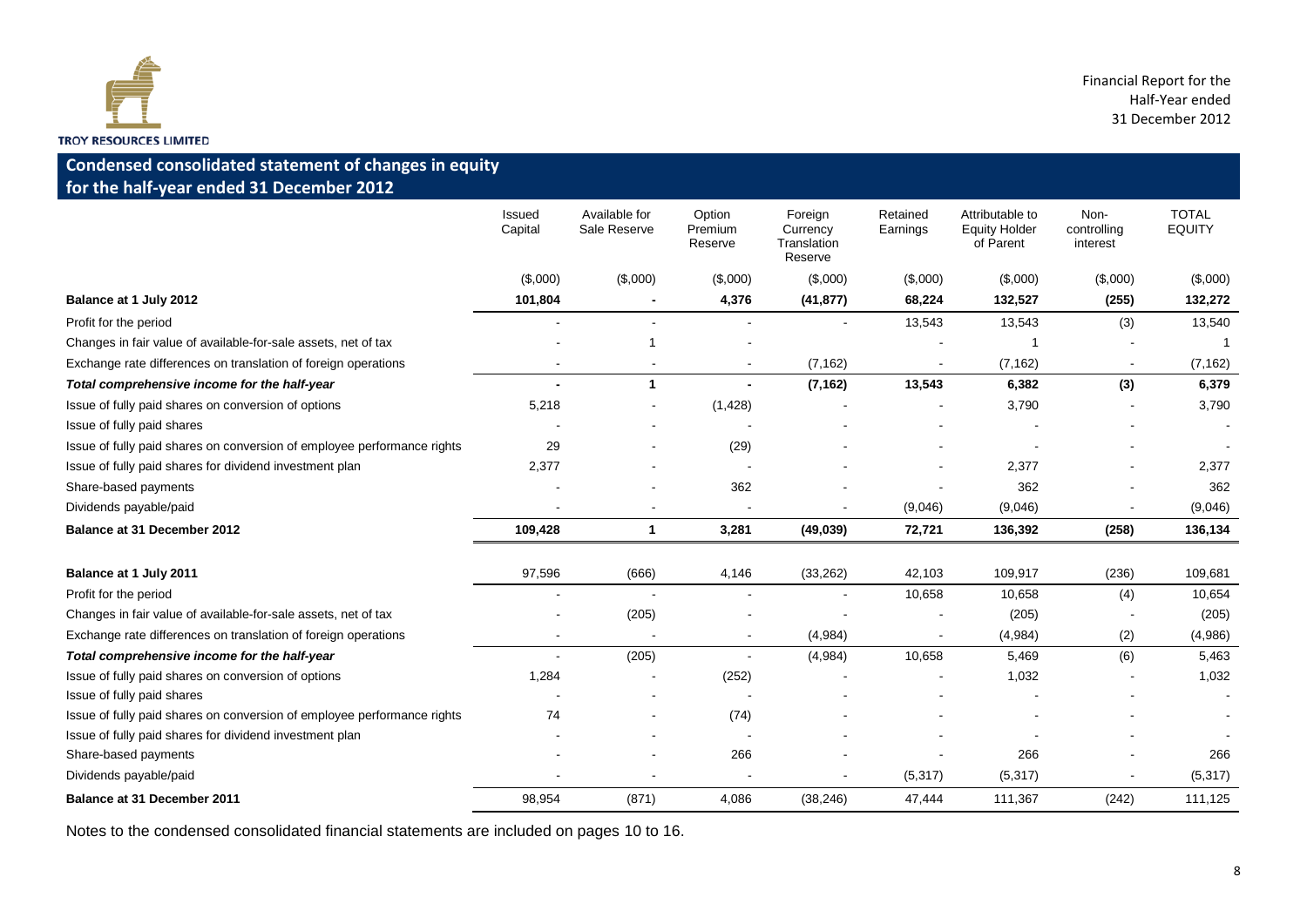## Condensed consolidated statement of changes in equity for the half-year ended 31 December 2012

| | Issued Capital | Available for Sale Reserve | Option Premium Reserve | Foreign Currency Translation Reserve | Retained Earnings | Attributable to Equity Holder of Parent | Non-controlling interest | TOTAL EQUITY |
|---|---|---|---|---|---|---|---|---|
| | ($,000) | ($,000) | ($,000) | ($,000) | ($,000) | ($,000) | ($,000) | ($,000) |
| **Balance at 1 July 2012** | **101,804** | **-** | **4,376** | **(41,877)** | **68,224** | **132,527** | **(255)** | **132,272** |
| Profit for the period | - | - | - | - | 13,543 | 13,543 | (3) | 13,540 |
| Changes in fair value of available-for-sale assets, net of tax | - | 1 | - | | - | 1 | - | 1 |
| Exchange rate differences on translation of foreign operations | - | - | - | (7,162) | - | (7,162) | - | (7,162) |
| ***Total comprehensive income for the half-year*** | **-** | **1** | **-** | **(7,162)** | **13,543** | **6,382** | **(3)** | **6,379** |
| Issue of fully paid shares on conversion of options | 5,218 | - | (1,428) | - | - | 3,790 | - | 3,790 |
| Issue of fully paid shares | - | - | - | - | - | - | - | - |
| Issue of fully paid shares on conversion of employee performance rights | 29 | - | (29) | - | - | - | - | - |
| Issue of fully paid shares for dividend investment plan | 2,377 | - | - | - | - | 2,377 | - | 2,377 |
| Share-based payments | - | - | 362 | - | - | 362 | - | 362 |
| Dividends payable/paid | - | - | - | - | (9,046) | (9,046) | - | (9,046) |
| **Balance at 31 December 2012** | **109,428** | **1** | **3,281** | **(49,039)** | **72,721** | **136,392** | **(258)** | **136,134** |
| | | | | | | | | |
| **Balance at 1 July 2011** | 97,596 | (666) | 4,146 | (33,262) | 42,103 | 109,917 | (236) | 109,681 |
| Profit for the period | - | - | - | - | 10,658 | 10,658 | (4) | 10,654 |
| Changes in fair value of available-for-sale assets, net of tax | - | (205) | - | - | - | (205) | - | (205) |
| Exchange rate differences on translation of foreign operations | - | - | - | (4,984) | - | (4,984) | (2) | (4,986) |
| ***Total comprehensive income for the half-year*** | - | (205) | - | (4,984) | 10,658 | 5,469 | (6) | 5,463 |
| Issue of fully paid shares on conversion of options | 1,284 | - | (252) | - | - | 1,032 | - | 1,032 |
| Issue of fully paid shares | - | - | - | - | - | - | - | - |
| Issue of fully paid shares on conversion of employee performance rights | 74 | - | (74) | - | - | - | - | - |
| Issue of fully paid shares for dividend investment plan | - | - | - | - | - | - | - | - |
| Share-based payments | - | - | 266 | - | - | 266 | - | 266 |
| Dividends payable/paid | - | - | - | - | (5,317) | (5,317) | - | (5,317) |
| **Balance at 31 December 2011** | 98,954 | (871) | 4,086 | (38,246) | 47,444 | 111,367 | (242) | 111,125 |

Notes to the condensed consolidated financial statements are included on pages 10 to 16.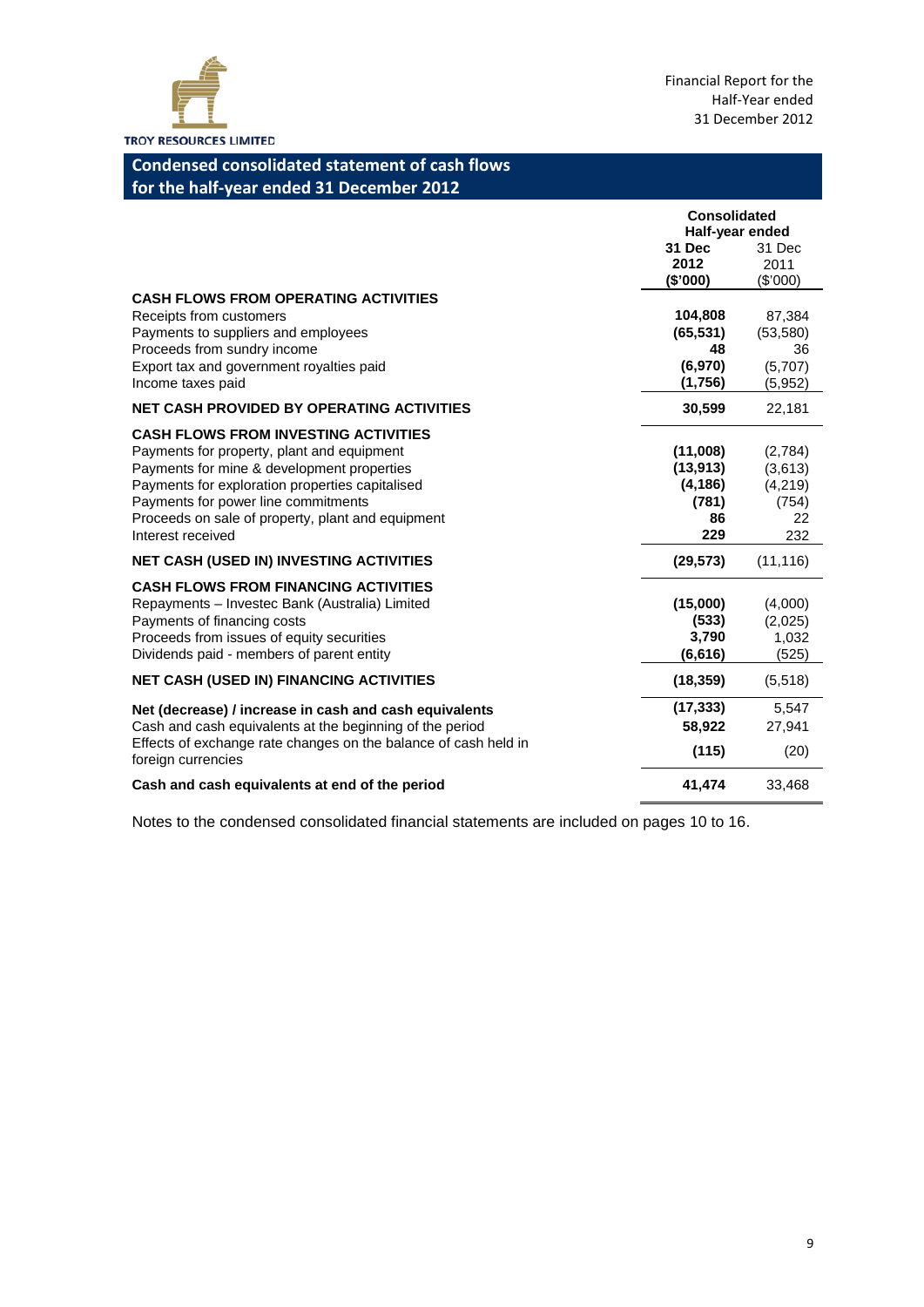## Condensed consolidated statement of cash flows for the half-year ended 31 December 2012

| | Consolidated Half-year ended 31 Dec 2012 ($'000) | 31 Dec 2011 ($'000) |
|---|---|---|
| **CASH FLOWS FROM OPERATING ACTIVITIES** | | |
| Receipts from customers | **104,808** | 87,384 |
| Payments to suppliers and employees | **(65,531)** | (53,580) |
| Proceeds from sundry income | **48** | 36 |
| Export tax and government royalties paid | **(6,970)** | (5,707) |
| Income taxes paid | **(1,756)** | (5,952) |
| **NET CASH PROVIDED BY OPERATING ACTIVITIES** | **30,599** | 22,181 |
| **CASH FLOWS FROM INVESTING ACTIVITIES** | | |
| Payments for property, plant and equipment | **(11,008)** | (2,784) |
| Payments for mine & development properties | **(13,913)** | (3,613) |
| Payments for exploration properties capitalised | **(4,186)** | (4,219) |
| Payments for power line commitments | **(781)** | (754) |
| Proceeds on sale of property, plant and equipment | **86** | 22 |
| Interest received | **229** | 232 |
| **NET CASH (USED IN) INVESTING ACTIVITIES** | **(29,573)** | (11,116) |
| **CASH FLOWS FROM FINANCING ACTIVITIES** | | |
| Repayments – Investec Bank (Australia) Limited | **(15,000)** | (4,000) |
| Payments of financing costs | **(533)** | (2,025) |
| Proceeds from issues of equity securities | **3,790** | 1,032 |
| Dividends paid - members of parent entity | **(6,616)** | (525) |
| **NET CASH (USED IN) FINANCING ACTIVITIES** | **(18,359)** | (5,518) |
| **Net (decrease) / increase in cash and cash equivalents** | **(17,333)** | 5,547 |
| Cash and cash equivalents at the beginning of the period | **58,922** | 27,941 |
| Effects of exchange rate changes on the balance of cash held in foreign currencies | **(115)** | (20) |
| **Cash and cash equivalents at end of the period** | **41,474** | 33,468 |

Notes to the condensed consolidated financial statements are included on pages 10 to 16.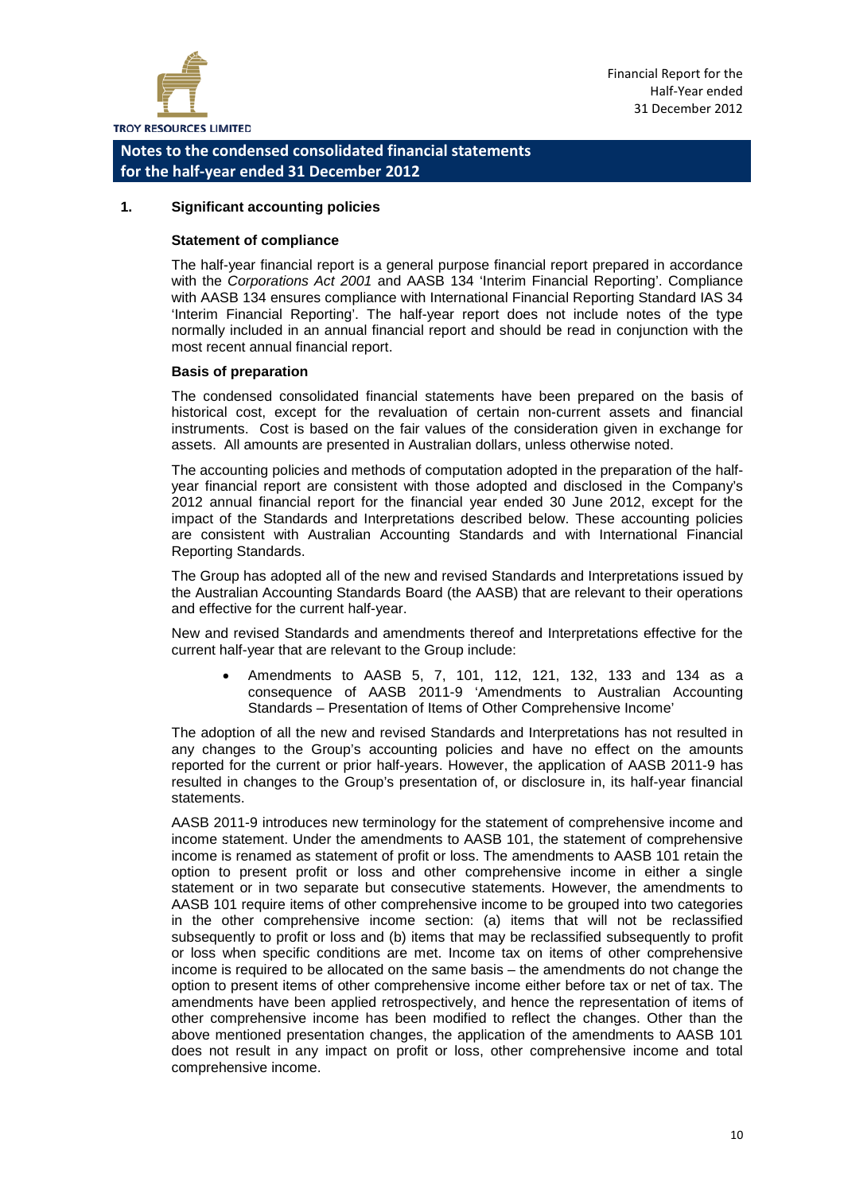## Notes to the condensed consolidated financial statements for the half-year ended 31 December 2012

### 1. Significant accounting policies

**Statement of compliance**

The half-year financial report is a general purpose financial report prepared in accordance with the *Corporations Act 2001* and AASB 134 'Interim Financial Reporting'. Compliance with AASB 134 ensures compliance with International Financial Reporting Standard IAS 34 'Interim Financial Reporting'. The half-year report does not include notes of the type normally included in an annual financial report and should be read in conjunction with the most recent annual financial report.

**Basis of preparation**

The condensed consolidated financial statements have been prepared on the basis of historical cost, except for the revaluation of certain non-current assets and financial instruments. Cost is based on the fair values of the consideration given in exchange for assets. All amounts are presented in Australian dollars, unless otherwise noted.

The accounting policies and methods of computation adopted in the preparation of the half-year financial report are consistent with those adopted and disclosed in the Company's 2012 annual financial report for the financial year ended 30 June 2012, except for the impact of the Standards and Interpretations described below. These accounting policies are consistent with Australian Accounting Standards and with International Financial Reporting Standards.

The Group has adopted all of the new and revised Standards and Interpretations issued by the Australian Accounting Standards Board (the AASB) that are relevant to their operations and effective for the current half-year.

New and revised Standards and amendments thereof and Interpretations effective for the current half-year that are relevant to the Group include:

- Amendments to AASB 5, 7, 101, 112, 121, 132, 133 and 134 as a consequence of AASB 2011-9 'Amendments to Australian Accounting Standards – Presentation of Items of Other Comprehensive Income'

The adoption of all the new and revised Standards and Interpretations has not resulted in any changes to the Group's accounting policies and have no effect on the amounts reported for the current or prior half-years. However, the application of AASB 2011-9 has resulted in changes to the Group's presentation of, or disclosure in, its half-year financial statements.

AASB 2011-9 introduces new terminology for the statement of comprehensive income and income statement. Under the amendments to AASB 101, the statement of comprehensive income is renamed as statement of profit or loss. The amendments to AASB 101 retain the option to present profit or loss and other comprehensive income in either a single statement or in two separate but consecutive statements. However, the amendments to AASB 101 require items of other comprehensive income to be grouped into two categories in the other comprehensive income section: (a) items that will not be reclassified subsequently to profit or loss and (b) items that may be reclassified subsequently to profit or loss when specific conditions are met. Income tax on items of other comprehensive income is required to be allocated on the same basis – the amendments do not change the option to present items of other comprehensive income either before tax or net of tax. The amendments have been applied retrospectively, and hence the representation of items of other comprehensive income has been modified to reflect the changes. Other than the above mentioned presentation changes, the application of the amendments to AASB 101 does not result in any impact on profit or loss, other comprehensive income and total comprehensive income.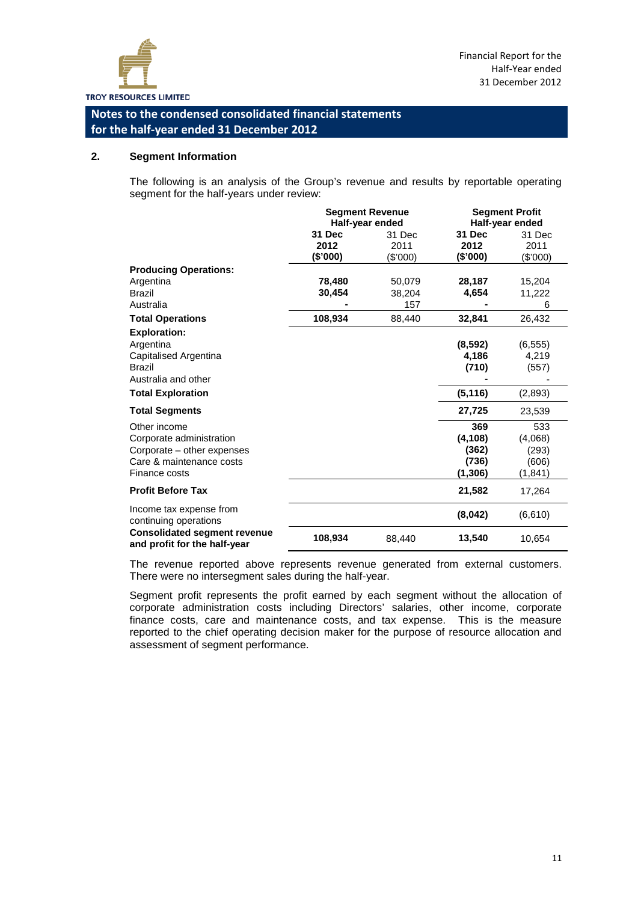## Notes to the condensed consolidated financial statements for the half-year ended 31 December 2012

### 2. Segment Information

The following is an analysis of the Group's revenue and results by reportable operating segment for the half-years under review:

| | Segment Revenue Half-year ended | | Segment Profit Half-year ended | |
|---|---|---|---|---|
| | **31 Dec 2012 ($'000)** | 31 Dec 2011 ($'000) | **31 Dec 2012 ($'000)** | 31 Dec 2011 ($'000) |
| **Producing Operations:** | | | | |
| Argentina | **78,480** | 50,079 | **28,187** | 15,204 |
| Brazil | **30,454** | 38,204 | **4,654** | 11,222 |
| Australia | **-** | 157 | **-** | 6 |
| **Total Operations** | **108,934** | 88,440 | **32,841** | 26,432 |
| **Exploration:** | | | | |
| Argentina | | | **(8,592)** | (6,555) |
| Capitalised Argentina | | | **4,186** | 4,219 |
| Brazil | | | **(710)** | (557) |
| Australia and other | | | **-** | - |
| **Total Exploration** | | | **(5,116)** | (2,893) |
| **Total Segments** | | | **27,725** | 23,539 |
| Other income | | | **369** | 533 |
| Corporate administration | | | **(4,108)** | (4,068) |
| Corporate – other expenses | | | **(362)** | (293) |
| Care & maintenance costs | | | **(736)** | (606) |
| Finance costs | | | **(1,306)** | (1,841) |
| **Profit Before Tax** | | | **21,582** | 17,264 |
| Income tax expense from continuing operations | | | **(8,042)** | (6,610) |
| **Consolidated segment revenue and profit for the half-year** | **108,934** | 88,440 | **13,540** | 10,654 |

The revenue reported above represents revenue generated from external customers. There were no intersegment sales during the half-year.

Segment profit represents the profit earned by each segment without the allocation of corporate administration costs including Directors' salaries, other income, corporate finance costs, care and maintenance costs, and tax expense. This is the measure reported to the chief operating decision maker for the purpose of resource allocation and assessment of segment performance.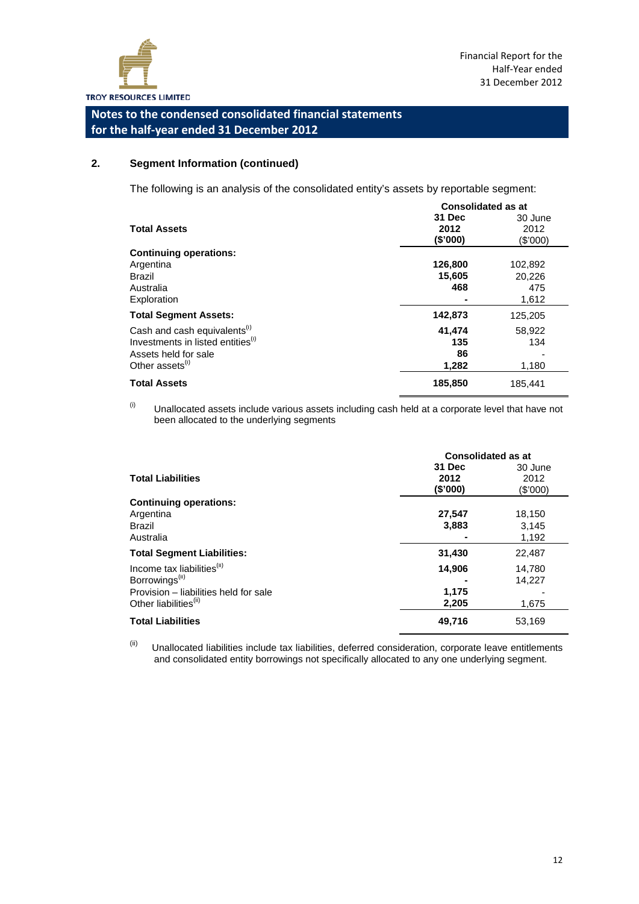## 2. Segment Information (continued)

The following is an analysis of the consolidated entity's assets by reportable segment:

| Total Assets | Consolidated as at 31 Dec 2012 ($'000) | Consolidated as at 30 June 2012 ($'000) |
|---|---|---|
| **Continuing operations:** | | |
| Argentina | **126,800** | 102,892 |
| Brazil | **15,605** | 20,226 |
| Australia | **468** | 475 |
| Exploration | **-** | 1,612 |
| **Total Segment Assets:** | **142,873** | 125,205 |
| Cash and cash equivalents[(i)] | **41,474** | 58,922 |
| Investments in listed entities[(i)] | **135** | 134 |
| Assets held for sale | **86** | - |
| Other assets[(i)] | **1,282** | 1,180 |
| **Total Assets** | **185,850** | 185,441 |

(i) Unallocated assets include various assets including cash held at a corporate level that have not been allocated to the underlying segments

| Total Liabilities | Consolidated as at 31 Dec 2012 ($'000) | Consolidated as at 30 June 2012 ($'000) |
|---|---|---|
| **Continuing operations:** | | |
| Argentina | **27,547** | 18,150 |
| Brazil | **3,883** | 3,145 |
| Australia | **-** | 1,192 |
| **Total Segment Liabilities:** | **31,430** | 22,487 |
| Income tax liabilities[(ii)] | **14,906** | 14,780 |
| Borrowings[(ii)] | **-** | 14,227 |
| Provision – liabilities held for sale | **1,175** | - |
| Other liabilities[(ii)] | **2,205** | 1,675 |
| **Total Liabilities** | **49,716** | 53,169 |

(ii) Unallocated liabilities include tax liabilities, deferred consideration, corporate leave entitlements and consolidated entity borrowings not specifically allocated to any one underlying segment.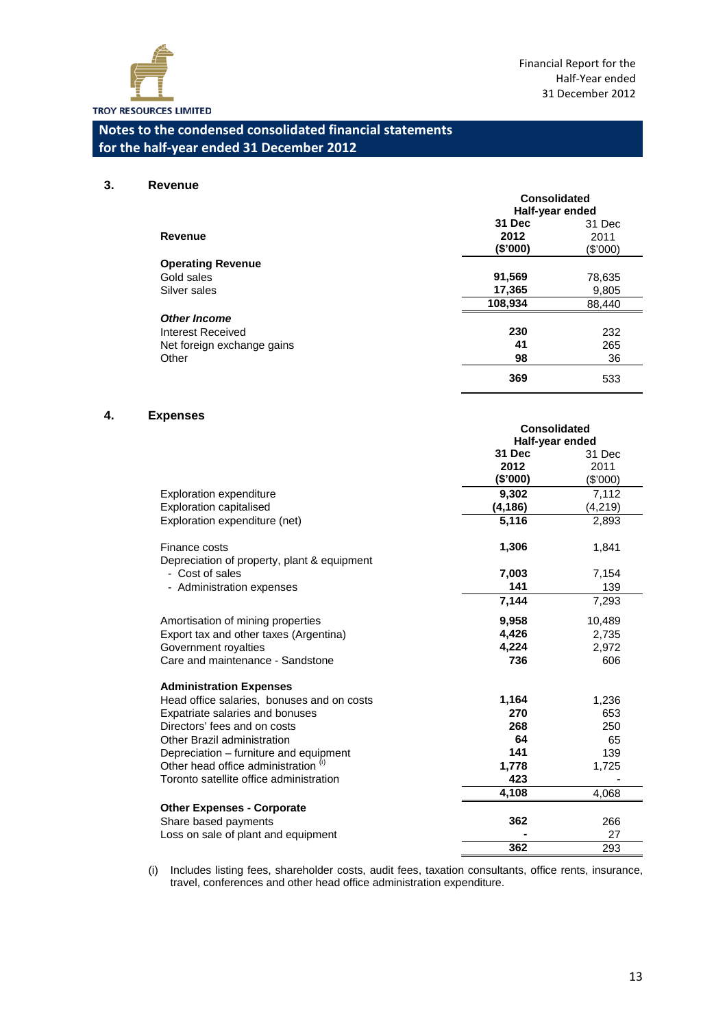## Notes to the condensed consolidated financial statements for the half-year ended 31 December 2012

### 3. Revenue

| Revenue | Consolidated Half-year ended 31 Dec 2012 ($'000) | 31 Dec 2011 ($'000) |
|---|---|---|
| **Operating Revenue** | | |
| Gold sales | **91,569** | 78,635 |
| Silver sales | **17,365** | 9,805 |
| | **108,934** | 88,440 |
| ***Other Income*** | | |
| Interest Received | **230** | 232 |
| Net foreign exchange gains | **41** | 265 |
| Other | **98** | 36 |
| | **369** | 533 |

### 4. Expenses

| | Consolidated Half-year ended 31 Dec 2012 ($'000) | 31 Dec 2011 ($'000) |
|---|---|---|
| Exploration expenditure | **9,302** | 7,112 |
| Exploration capitalised | **(4,186)** | (4,219) |
| Exploration expenditure (net) | **5,116** | 2,893 |
| | | |
| Finance costs | **1,306** | 1,841 |
| Depreciation of property, plant & equipment | | |
| - Cost of sales | **7,003** | 7,154 |
| - Administration expenses | **141** | 139 |
| | **7,144** | 7,293 |
| | | |
| Amortisation of mining properties | **9,958** | 10,489 |
| Export tax and other taxes (Argentina) | **4,426** | 2,735 |
| Government royalties | **4,224** | 2,972 |
| Care and maintenance - Sandstone | **736** | 606 |
| | | |
| **Administration Expenses** | | |
| Head office salaries, bonuses and on costs | **1,164** | 1,236 |
| Expatriate salaries and bonuses | **270** | 653 |
| Directors' fees and on costs | **268** | 250 |
| Other Brazil administration | **64** | 65 |
| Depreciation – furniture and equipment | **141** | 139 |
| Other head office administration [(i)] | **1,778** | 1,725 |
| Toronto satellite office administration | **423** | - |
| | **4,108** | 4,068 |
| **Other Expenses - Corporate** | | |
| Share based payments | **362** | 266 |
| Loss on sale of plant and equipment | **-** | 27 |
| | **362** | 293 |

(i) Includes listing fees, shareholder costs, audit fees, taxation consultants, office rents, insurance, travel, conferences and other head office administration expenditure.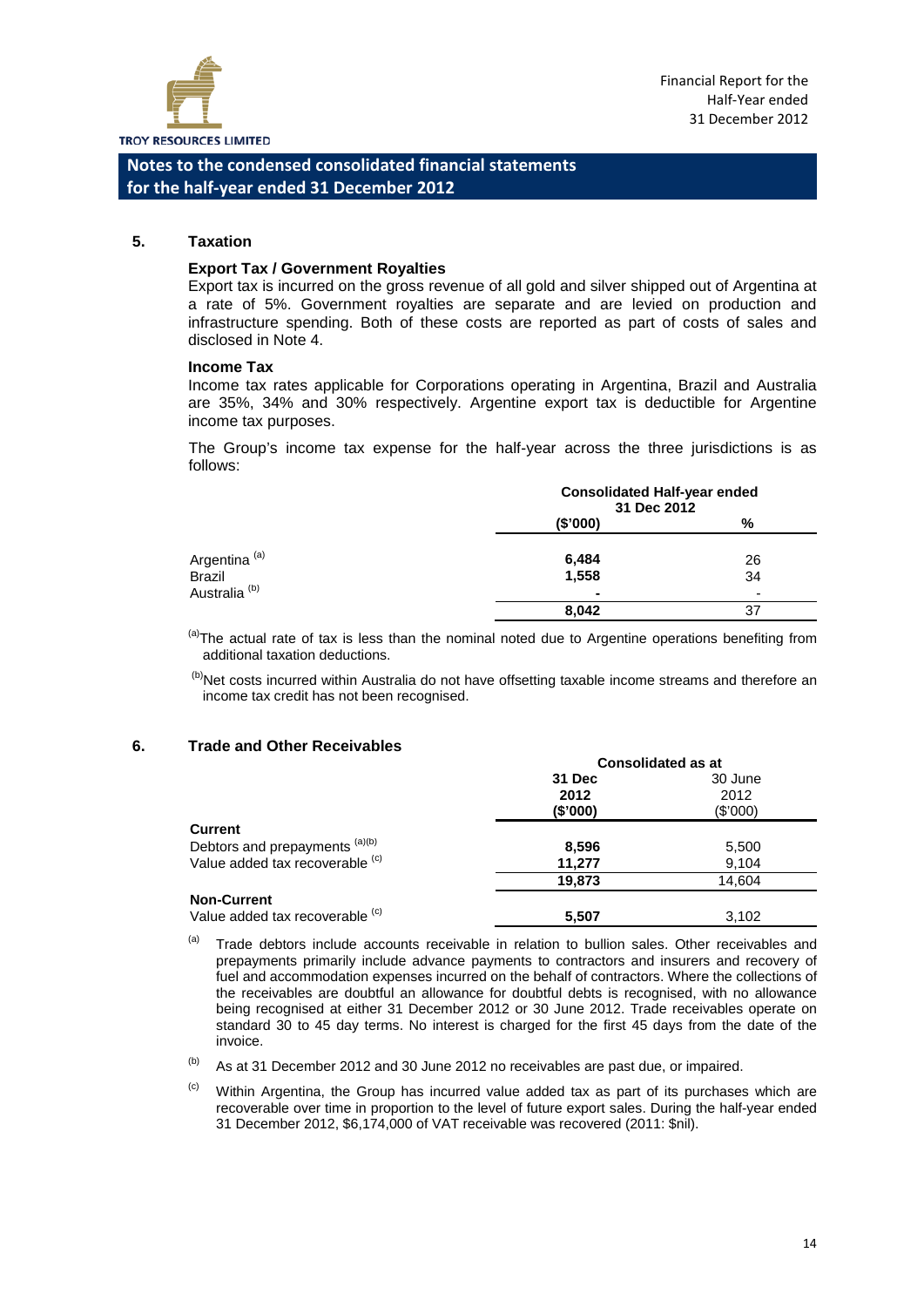## Notes to the condensed consolidated financial statements for the half-year ended 31 December 2012

### 5. Taxation

**Export Tax / Government Royalties**

Export tax is incurred on the gross revenue of all gold and silver shipped out of Argentina at a rate of 5%. Government royalties are separate and are levied on production and infrastructure spending. Both of these costs are reported as part of costs of sales and disclosed in Note 4.

**Income Tax**

Income tax rates applicable for Corporations operating in Argentina, Brazil and Australia are 35%, 34% and 30% respectively. Argentine export tax is deductible for Argentine income tax purposes.

The Group's income tax expense for the half-year across the three jurisdictions is as follows:

| | Consolidated Half-year ended 31 Dec 2012 | |
|---|---|---|
| | **($'000)** | **%** |
| Argentina [(a)] | **6,484** | 26 |
| Brazil | **1,558** | 34 |
| Australia [(b)] | **-** | - |
| | **8,042** | 37 |

[(a)] The actual rate of tax is less than the nominal noted due to Argentine operations benefiting from additional taxation deductions.

[(b)] Net costs incurred within Australia do not have offsetting taxable income streams and therefore an income tax credit has not been recognised.

### 6. Trade and Other Receivables

| | Consolidated as at | |
|---|---|---|
| | **31 Dec 2012 ($'000)** | 30 June 2012 ($'000) |
| **Current** | | |
| Debtors and prepayments [(a)(b)] | **8,596** | 5,500 |
| Value added tax recoverable [(c)] | **11,277** | 9,104 |
| | **19,873** | 14,604 |
| **Non-Current** | | |
| Value added tax recoverable [(c)] | **5,507** | 3,102 |

(a) Trade debtors include accounts receivable in relation to bullion sales. Other receivables and prepayments primarily include advance payments to contractors and insurers and recovery of fuel and accommodation expenses incurred on the behalf of contractors. Where the collections of the receivables are doubtful an allowance for doubtful debts is recognised, with no allowance being recognised at either 31 December 2012 or 30 June 2012. Trade receivables operate on standard 30 to 45 day terms. No interest is charged for the first 45 days from the date of the invoice.

(b) As at 31 December 2012 and 30 June 2012 no receivables are past due, or impaired.

(c) Within Argentina, the Group has incurred value added tax as part of its purchases which are recoverable over time in proportion to the level of future export sales. During the half-year ended 31 December 2012, $6,174,000 of VAT receivable was recovered (2011: $nil).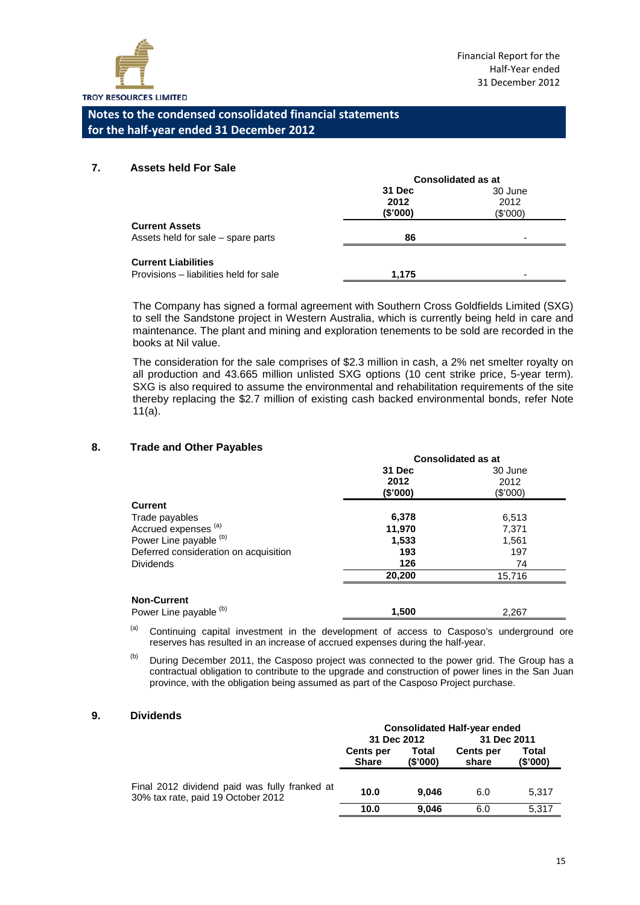## Notes to the condensed consolidated financial statements for the half-year ended 31 December 2012

### 7. Assets held For Sale

| | Consolidated as at | |
|---|---|---|
| | **31 Dec 2012 ($'000)** | 30 June 2012 ($'000) |
| **Current Assets** | | |
| Assets held for sale – spare parts | **86** | - |
| **Current Liabilities** | | |
| Provisions – liabilities held for sale | **1,175** | - |

The Company has signed a formal agreement with Southern Cross Goldfields Limited (SXG) to sell the Sandstone project in Western Australia, which is currently being held in care and maintenance. The plant and mining and exploration tenements to be sold are recorded in the books at Nil value.

The consideration for the sale comprises of $2.3 million in cash, a 2% net smelter royalty on all production and 43.665 million unlisted SXG options (10 cent strike price, 5-year term). SXG is also required to assume the environmental and rehabilitation requirements of the site thereby replacing the $2.7 million of existing cash backed environmental bonds, refer Note 11(a).

### 8. Trade and Other Payables

| | Consolidated as at | |
|---|---|---|
| | **31 Dec 2012 ($'000)** | 30 June 2012 ($'000) |
| **Current** | | |
| Trade payables | **6,378** | 6,513 |
| Accrued expenses [(a)] | **11,970** | 7,371 |
| Power Line payable [(b)] | **1,533** | 1,561 |
| Deferred consideration on acquisition | **193** | 197 |
| Dividends | **126** | 74 |
| | **20,200** | 15,716 |
| **Non-Current** | | |
| Power Line payable [(b)] | **1,500** | 2,267 |

(a) Continuing capital investment in the development of access to Casposo's underground ore reserves has resulted in an increase of accrued expenses during the half-year.

(b) During December 2011, the Casposo project was connected to the power grid. The Group has a contractual obligation to contribute to the upgrade and construction of power lines in the San Juan province, with the obligation being assumed as part of the Casposo Project purchase.

### 9. Dividends

| | Consolidated Half-year ended | | | |
|---|---|---|---|---|
| | **31 Dec 2012** | | **31 Dec 2011** | |
| | **Cents per Share** | **Total ($'000)** | **Cents per share** | **Total ($'000)** |
| Final 2012 dividend paid was fully franked at 30% tax rate, paid 19 October 2012 | **10.0** | **9,046** | 6.0 | 5,317 |
| | **10.0** | **9,046** | 6.0 | 5,317 |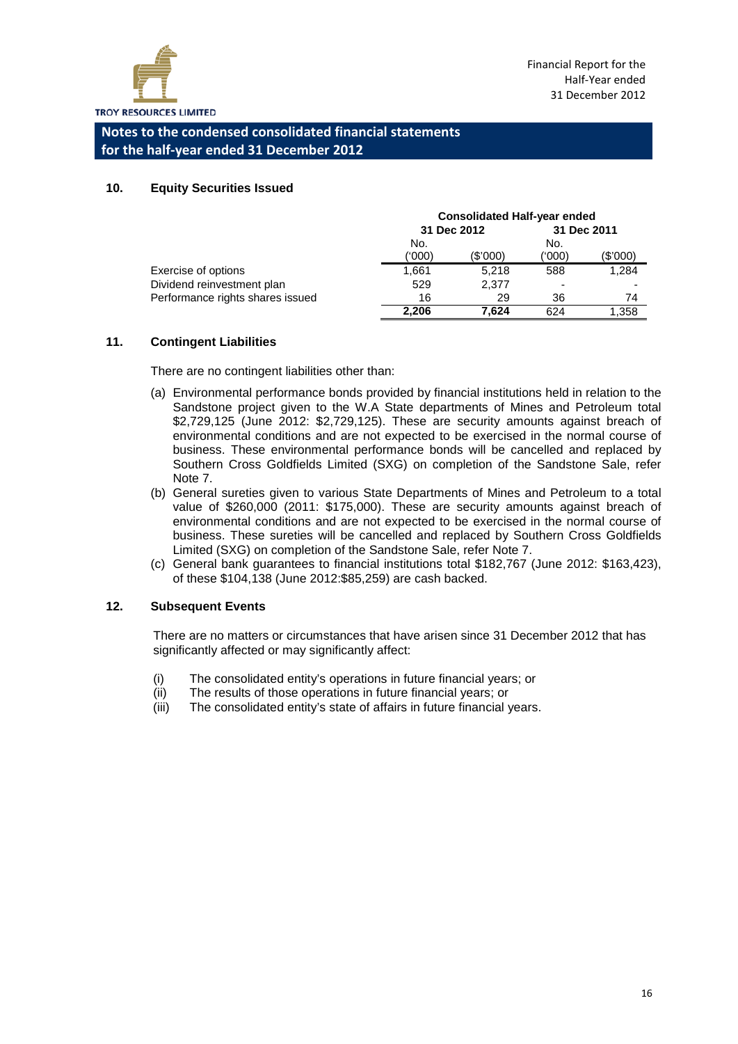## Notes to the condensed consolidated financial statements for the half-year ended 31 December 2012

### 10. Equity Securities Issued

| | Consolidated Half-year ended | | | |
|---|---|---|---|---|
| | 31 Dec 2012 | | 31 Dec 2011 | |
| | No. ('000) | ($'000) | No. ('000) | ($'000) |
| Exercise of options | 1,661 | 5,218 | 588 | 1,284 |
| Dividend reinvestment plan | 529 | 2,377 | - | - |
| Performance rights shares issued | 16 | 29 | 36 | 74 |
| | **2,206** | **7,624** | 624 | 1,358 |

### 11. Contingent Liabilities

There are no contingent liabilities other than:

(a) Environmental performance bonds provided by financial institutions held in relation to the Sandstone project given to the W.A State departments of Mines and Petroleum total $2,729,125 (June 2012: $2,729,125). These are security amounts against breach of environmental conditions and are not expected to be exercised in the normal course of business. These environmental performance bonds will be cancelled and replaced by Southern Cross Goldfields Limited (SXG) on completion of the Sandstone Sale, refer Note 7.

(b) General sureties given to various State Departments of Mines and Petroleum to a total value of $260,000 (2011: $175,000). These are security amounts against breach of environmental conditions and are not expected to be exercised in the normal course of business. These sureties will be cancelled and replaced by Southern Cross Goldfields Limited (SXG) on completion of the Sandstone Sale, refer Note 7.

(c) General bank guarantees to financial institutions total $182,767 (June 2012: $163,423), of these $104,138 (June 2012:$85,259) are cash backed.

### 12. Subsequent Events

There are no matters or circumstances that have arisen since 31 December 2012 that has significantly affected or may significantly affect:

(i) The consolidated entity's operations in future financial years; or
(ii) The results of those operations in future financial years; or
(iii) The consolidated entity's state of affairs in future financial years.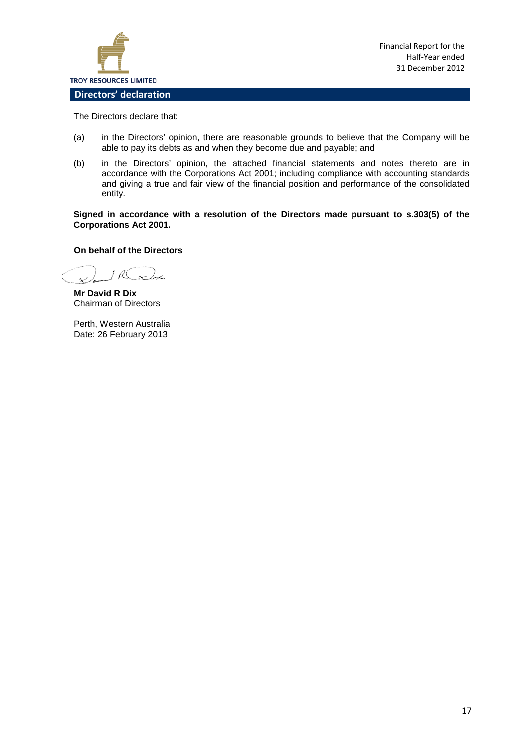## Directors' declaration

The Directors declare that:

(a) in the Directors' opinion, there are reasonable grounds to believe that the Company will be able to pay its debts as and when they become due and payable; and

(b) in the Directors' opinion, the attached financial statements and notes thereto are in accordance with the Corporations Act 2001; including compliance with accounting standards and giving a true and fair view of the financial position and performance of the consolidated entity.

**Signed in accordance with a resolution of the Directors made pursuant to s.303(5) of the Corporations Act 2001.**

**On behalf of the Directors**

**Mr David R Dix**
Chairman of Directors

Perth, Western Australia
Date: 26 February 2013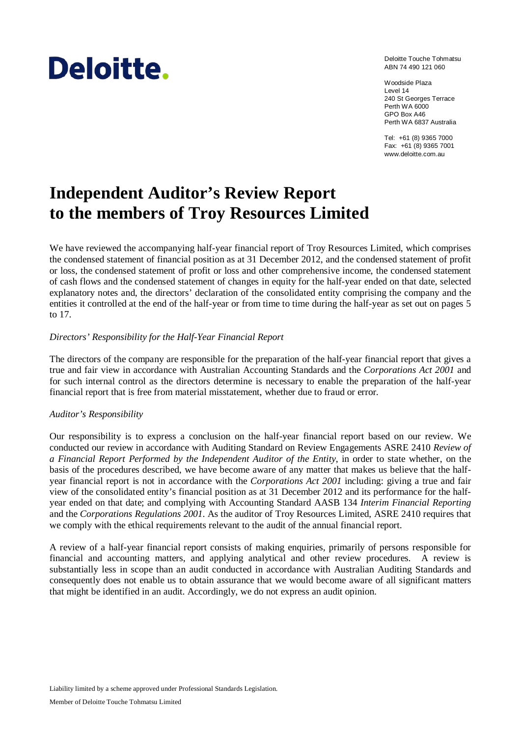Deloitte.

Deloitte Touche Tohmatsu
ABN 74 490 121 060

Woodside Plaza
Level 14
240 St Georges Terrace
Perth WA 6000
GPO Box A46
Perth WA 6837 Australia

Tel: +61 (8) 9365 7000
Fax: +61 (8) 9365 7001
www.deloitte.com.au

# Independent Auditor's Review Report to the members of Troy Resources Limited

We have reviewed the accompanying half-year financial report of Troy Resources Limited, which comprises the condensed statement of financial position as at 31 December 2012, and the condensed statement of profit or loss, the condensed statement of profit or loss and other comprehensive income, the condensed statement of cash flows and the condensed statement of changes in equity for the half-year ended on that date, selected explanatory notes and, the directors' declaration of the consolidated entity comprising the company and the entities it controlled at the end of the half-year or from time to time during the half-year as set out on pages 5 to 17.

*Directors' Responsibility for the Half-Year Financial Report*

The directors of the company are responsible for the preparation of the half-year financial report that gives a true and fair view in accordance with Australian Accounting Standards and the *Corporations Act 2001* and for such internal control as the directors determine is necessary to enable the preparation of the half-year financial report that is free from material misstatement, whether due to fraud or error.

*Auditor's Responsibility*

Our responsibility is to express a conclusion on the half-year financial report based on our review. We conducted our review in accordance with Auditing Standard on Review Engagements ASRE 2410 *Review of a Financial Report Performed by the Independent Auditor of the Entity*, in order to state whether, on the basis of the procedures described, we have become aware of any matter that makes us believe that the half-year financial report is not in accordance with the *Corporations Act 2001* including: giving a true and fair view of the consolidated entity's financial position as at 31 December 2012 and its performance for the half-year ended on that date; and complying with Accounting Standard AASB 134 *Interim Financial Reporting* and the *Corporations Regulations 2001*. As the auditor of Troy Resources Limited, ASRE 2410 requires that we comply with the ethical requirements relevant to the audit of the annual financial report.

A review of a half-year financial report consists of making enquiries, primarily of persons responsible for financial and accounting matters, and applying analytical and other review procedures. A review is substantially less in scope than an audit conducted in accordance with Australian Auditing Standards and consequently does not enable us to obtain assurance that we would become aware of all significant matters that might be identified in an audit. Accordingly, we do not express an audit opinion.

Liability limited by a scheme approved under Professional Standards Legislation.

Member of Deloitte Touche Tohmatsu Limited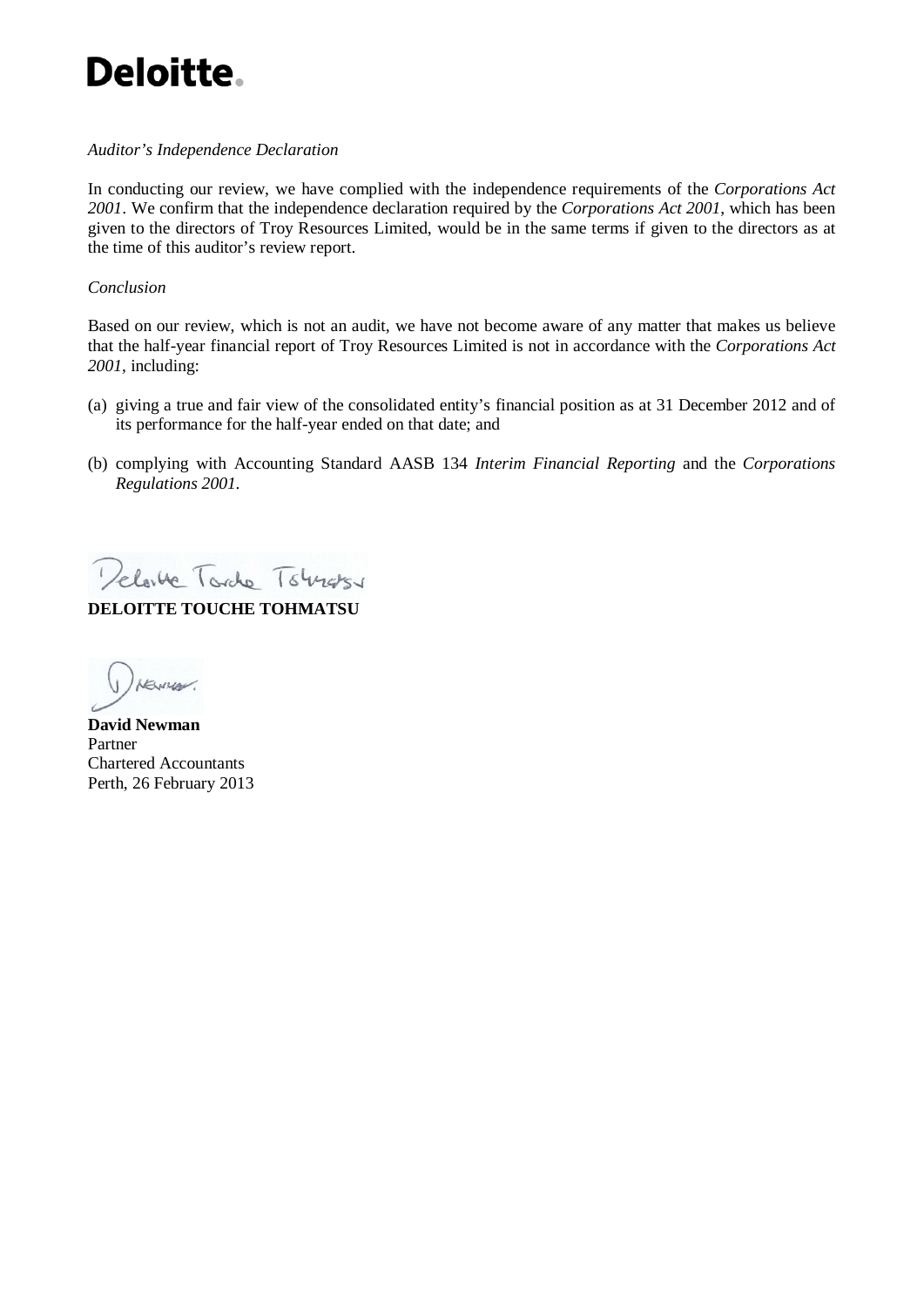# Deloitte.

*Auditor's Independence Declaration*

In conducting our review, we have complied with the independence requirements of the *Corporations Act 2001*. We confirm that the independence declaration required by the *Corporations Act 2001*, which has been given to the directors of Troy Resources Limited, would be in the same terms if given to the directors as at the time of this auditor's review report.

*Conclusion*

Based on our review, which is not an audit, we have not become aware of any matter that makes us believe that the half-year financial report of Troy Resources Limited is not in accordance with the *Corporations Act 2001*, including:

(a) giving a true and fair view of the consolidated entity's financial position as at 31 December 2012 and of its performance for the half-year ended on that date; and

(b) complying with Accounting Standard AASB 134 *Interim Financial Reporting* and the *Corporations Regulations 2001*.

**DELOITTE TOUCHE TOHMATSU**

**David Newman**
Partner
Chartered Accountants
Perth, 26 February 2013